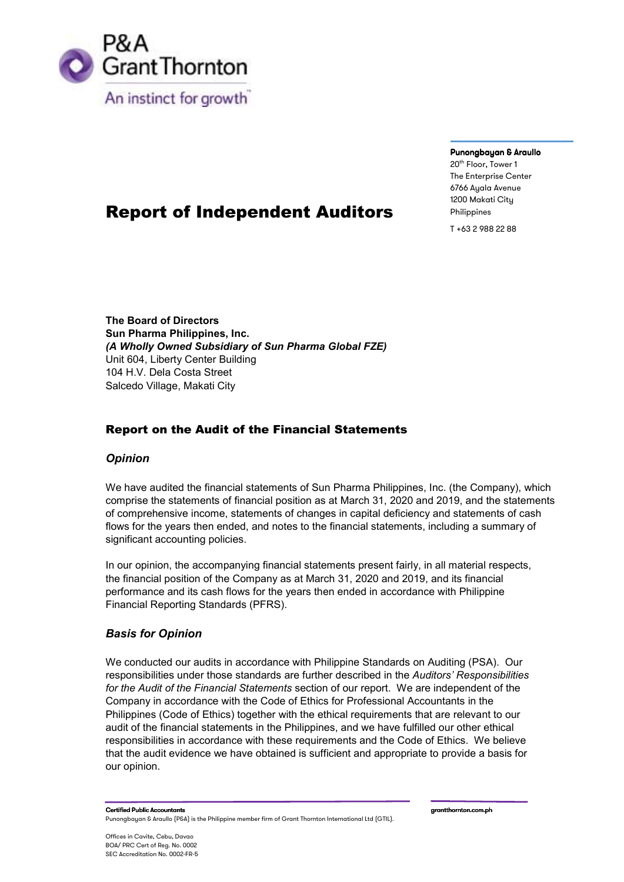P&A
Grant Thornton

An instinct for growth™

**Punongbayan & Araullo**
20th Floor, Tower 1
The Enterprise Center
6766 Ayala Avenue
1200 Makati City
Philippines

T +63 2 988 22 88

# Report of Independent Auditors

**The Board of Directors**
**Sun Pharma Philippines, Inc.**
***(A Wholly Owned Subsidiary of Sun Pharma Global FZE)***
Unit 604, Liberty Center Building
104 H.V. Dela Costa Street
Salcedo Village, Makati City

## Report on the Audit of the Financial Statements

### *Opinion*

We have audited the financial statements of Sun Pharma Philippines, Inc. (the Company), which comprise the statements of financial position as at March 31, 2020 and 2019, and the statements of comprehensive income, statements of changes in capital deficiency and statements of cash flows for the years then ended, and notes to the financial statements, including a summary of significant accounting policies.

In our opinion, the accompanying financial statements present fairly, in all material respects, the financial position of the Company as at March 31, 2020 and 2019, and its financial performance and its cash flows for the years then ended in accordance with Philippine Financial Reporting Standards (PFRS).

### *Basis for Opinion*

We conducted our audits in accordance with Philippine Standards on Auditing (PSA). Our responsibilities under those standards are further described in the *Auditors' Responsibilities for the Audit of the Financial Statements* section of our report. We are independent of the Company in accordance with the Code of Ethics for Professional Accountants in the Philippines (Code of Ethics) together with the ethical requirements that are relevant to our audit of the financial statements in the Philippines, and we have fulfilled our other ethical responsibilities in accordance with these requirements and the Code of Ethics. We believe that the audit evidence we have obtained is sufficient and appropriate to provide a basis for our opinion.

**Certified Public Accountants**
Punongbayan & Araullo (P&A) is the Philippine member firm of Grant Thornton International Ltd (GTIL).

Offices in Cavite, Cebu, Davao
BOA/ PRC Cert of Reg. No. 0002
SEC Accreditation No. 0002-FR-5

**grantthornton.com.ph**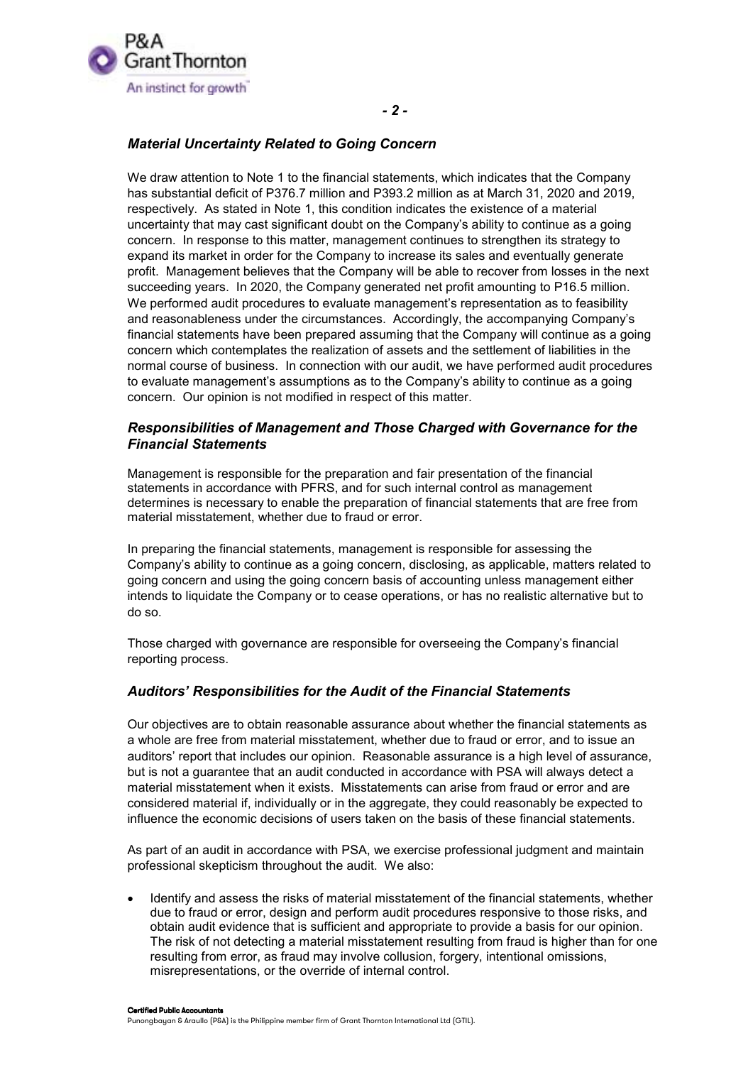### *Material Uncertainty Related to Going Concern*

We draw attention to Note 1 to the financial statements, which indicates that the Company has substantial deficit of P376.7 million and P393.2 million as at March 31, 2020 and 2019, respectively. As stated in Note 1, this condition indicates the existence of a material uncertainty that may cast significant doubt on the Company's ability to continue as a going concern. In response to this matter, management continues to strengthen its strategy to expand its market in order for the Company to increase its sales and eventually generate profit. Management believes that the Company will be able to recover from losses in the next succeeding years. In 2020, the Company generated net profit amounting to P16.5 million. We performed audit procedures to evaluate management's representation as to feasibility and reasonableness under the circumstances. Accordingly, the accompanying Company's financial statements have been prepared assuming that the Company will continue as a going concern which contemplates the realization of assets and the settlement of liabilities in the normal course of business. In connection with our audit, we have performed audit procedures to evaluate management's assumptions as to the Company's ability to continue as a going concern. Our opinion is not modified in respect of this matter.

### *Responsibilities of Management and Those Charged with Governance for the Financial Statements*

Management is responsible for the preparation and fair presentation of the financial statements in accordance with PFRS, and for such internal control as management determines is necessary to enable the preparation of financial statements that are free from material misstatement, whether due to fraud or error.

In preparing the financial statements, management is responsible for assessing the Company's ability to continue as a going concern, disclosing, as applicable, matters related to going concern and using the going concern basis of accounting unless management either intends to liquidate the Company or to cease operations, or has no realistic alternative but to do so.

Those charged with governance are responsible for overseeing the Company's financial reporting process.

### *Auditors' Responsibilities for the Audit of the Financial Statements*

Our objectives are to obtain reasonable assurance about whether the financial statements as a whole are free from material misstatement, whether due to fraud or error, and to issue an auditors' report that includes our opinion. Reasonable assurance is a high level of assurance, but is not a guarantee that an audit conducted in accordance with PSA will always detect a material misstatement when it exists. Misstatements can arise from fraud or error and are considered material if, individually or in the aggregate, they could reasonably be expected to influence the economic decisions of users taken on the basis of these financial statements.

As part of an audit in accordance with PSA, we exercise professional judgment and maintain professional skepticism throughout the audit. We also:

- Identify and assess the risks of material misstatement of the financial statements, whether due to fraud or error, design and perform audit procedures responsive to those risks, and obtain audit evidence that is sufficient and appropriate to provide a basis for our opinion. The risk of not detecting a material misstatement resulting from fraud is higher than for one resulting from error, as fraud may involve collusion, forgery, intentional omissions, misrepresentations, or the override of internal control.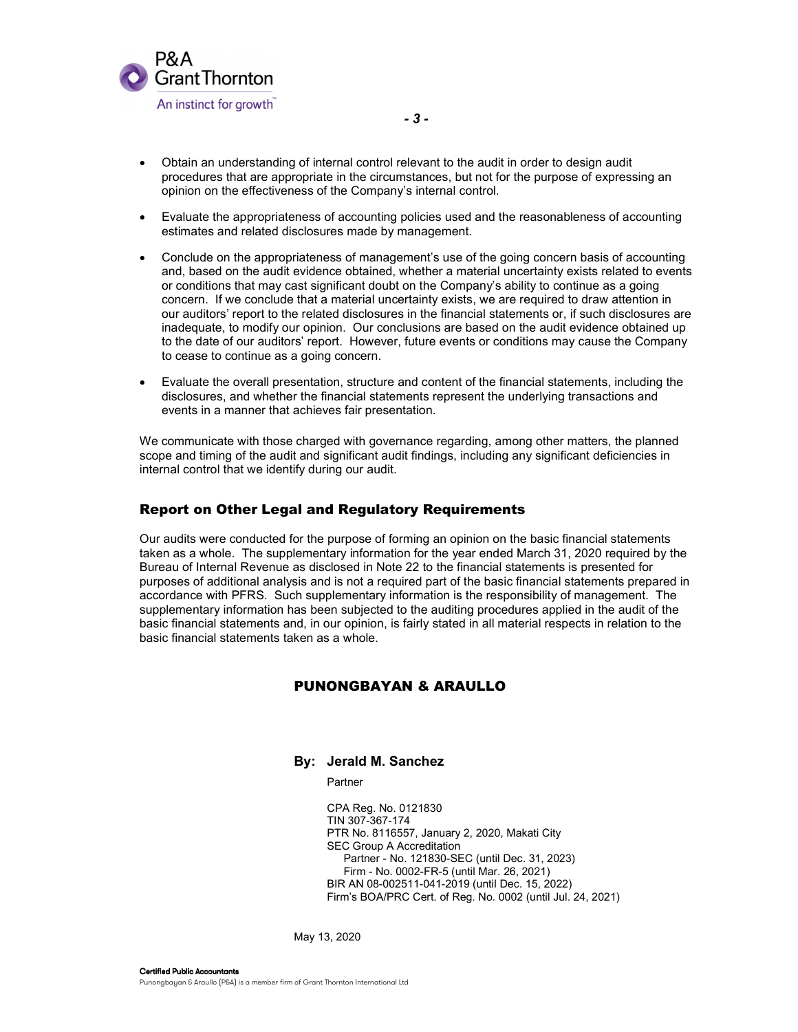- Obtain an understanding of internal control relevant to the audit in order to design audit procedures that are appropriate in the circumstances, but not for the purpose of expressing an opinion on the effectiveness of the Company's internal control.

- Evaluate the appropriateness of accounting policies used and the reasonableness of accounting estimates and related disclosures made by management.

- Conclude on the appropriateness of management's use of the going concern basis of accounting and, based on the audit evidence obtained, whether a material uncertainty exists related to events or conditions that may cast significant doubt on the Company's ability to continue as a going concern. If we conclude that a material uncertainty exists, we are required to draw attention in our auditors' report to the related disclosures in the financial statements or, if such disclosures are inadequate, to modify our opinion. Our conclusions are based on the audit evidence obtained up to the date of our auditors' report. However, future events or conditions may cause the Company to cease to continue as a going concern.

- Evaluate the overall presentation, structure and content of the financial statements, including the disclosures, and whether the financial statements represent the underlying transactions and events in a manner that achieves fair presentation.

We communicate with those charged with governance regarding, among other matters, the planned scope and timing of the audit and significant audit findings, including any significant deficiencies in internal control that we identify during our audit.

## Report on Other Legal and Regulatory Requirements

Our audits were conducted for the purpose of forming an opinion on the basic financial statements taken as a whole. The supplementary information for the year ended March 31, 2020 required by the Bureau of Internal Revenue as disclosed in Note 22 to the financial statements is presented for purposes of additional analysis and is not a required part of the basic financial statements prepared in accordance with PFRS. Such supplementary information is the responsibility of management. The supplementary information has been subjected to the auditing procedures applied in the audit of the basic financial statements and, in our opinion, is fairly stated in all material respects in relation to the basic financial statements taken as a whole.

**PUNONGBAYAN & ARAULLO**

**By: Jerald M. Sanchez**

Partner

CPA Reg. No. 0121830
TIN 307-367-174
PTR No. 8116557, January 2, 2020, Makati City
SEC Group A Accreditation
Partner - No. 121830-SEC (until Dec. 31, 2023)
Firm - No. 0002-FR-5 (until Mar. 26, 2021)
BIR AN 08-002511-041-2019 (until Dec. 15, 2022)
Firm's BOA/PRC Cert. of Reg. No. 0002 (until Jul. 24, 2021)

May 13, 2020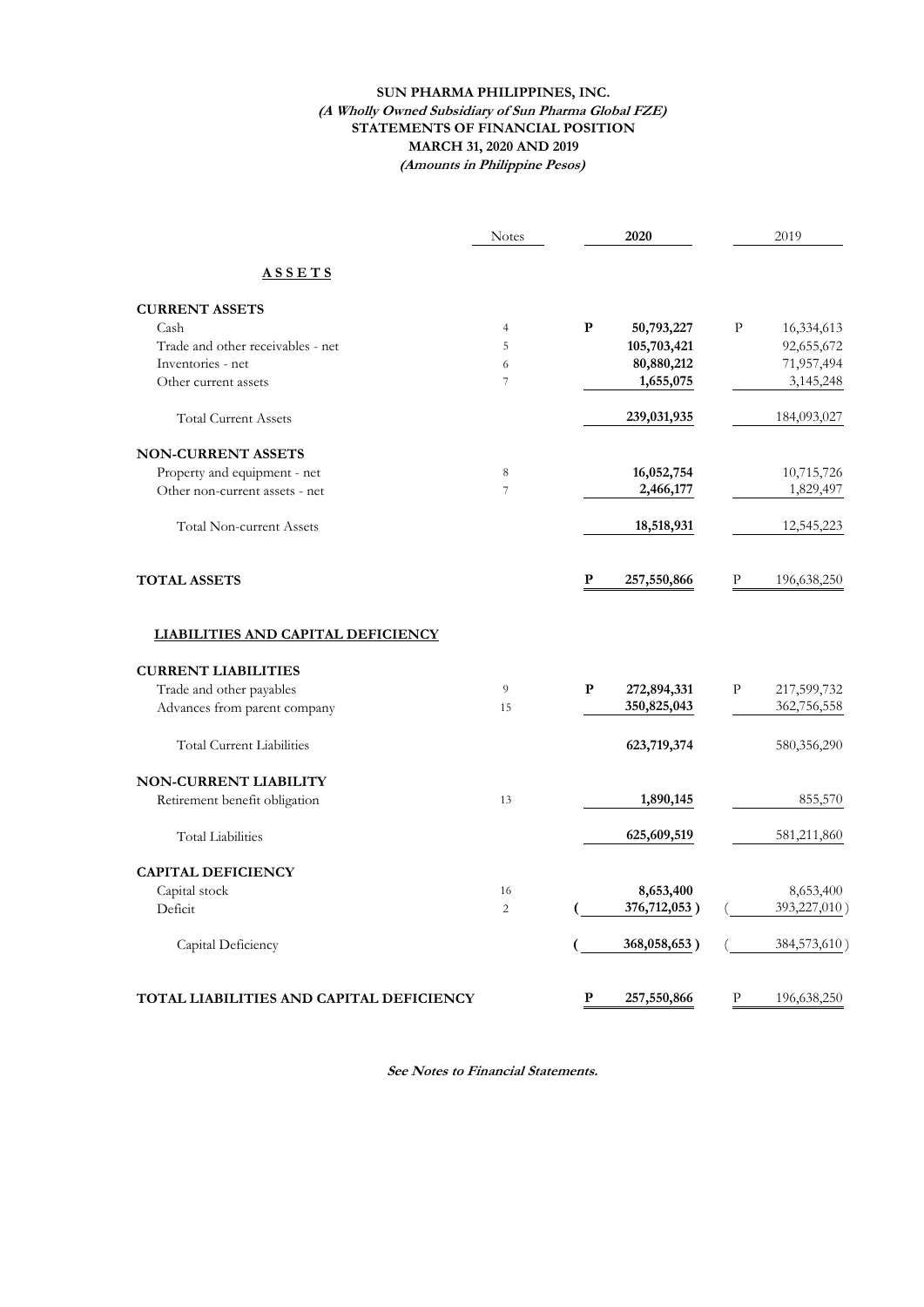**SUN PHARMA PHILIPPINES, INC.**
***(A Wholly Owned Subsidiary of Sun Pharma Global FZE)***
**STATEMENTS OF FINANCIAL POSITION**
**MARCH 31, 2020 AND 2019**
***(Amounts in Philippine Pesos)***

| | Notes | 2020 | 2019 |
|---|---|---|---|
| **ASSETS** | | | |
| **CURRENT ASSETS** | | | |
| Cash | 4 | **P 50,793,227** | P 16,334,613 |
| Trade and other receivables - net | 5 | **105,703,421** | 92,655,672 |
| Inventories - net | 6 | **80,880,212** | 71,957,494 |
| Other current assets | 7 | **1,655,075** | 3,145,248 |
| Total Current Assets | | **239,031,935** | 184,093,027 |
| **NON-CURRENT ASSETS** | | | |
| Property and equipment - net | 8 | **16,052,754** | 10,715,726 |
| Other non-current assets - net | 7 | **2,466,177** | 1,829,497 |
| Total Non-current Assets | | **18,518,931** | 12,545,223 |
| **TOTAL ASSETS** | | **P 257,550,866** | P 196,638,250 |
| **LIABILITIES AND CAPITAL DEFICIENCY** | | | |
| **CURRENT LIABILITIES** | | | |
| Trade and other payables | 9 | **P 272,894,331** | P 217,599,732 |
| Advances from parent company | 15 | **350,825,043** | 362,756,558 |
| Total Current Liabilities | | **623,719,374** | 580,356,290 |
| **NON-CURRENT LIABILITY** | | | |
| Retirement benefit obligation | 13 | **1,890,145** | 855,570 |
| Total Liabilities | | **625,609,519** | 581,211,860 |
| **CAPITAL DEFICIENCY** | | | |
| Capital stock | 16 | **8,653,400** | 8,653,400 |
| Deficit | 2 | **( 376,712,053 )** | ( 393,227,010 ) |
| Capital Deficiency | | **( 368,058,653 )** | ( 384,573,610 ) |
| **TOTAL LIABILITIES AND CAPITAL DEFICIENCY** | | **P 257,550,866** | P 196,638,250 |

***See Notes to Financial Statements.***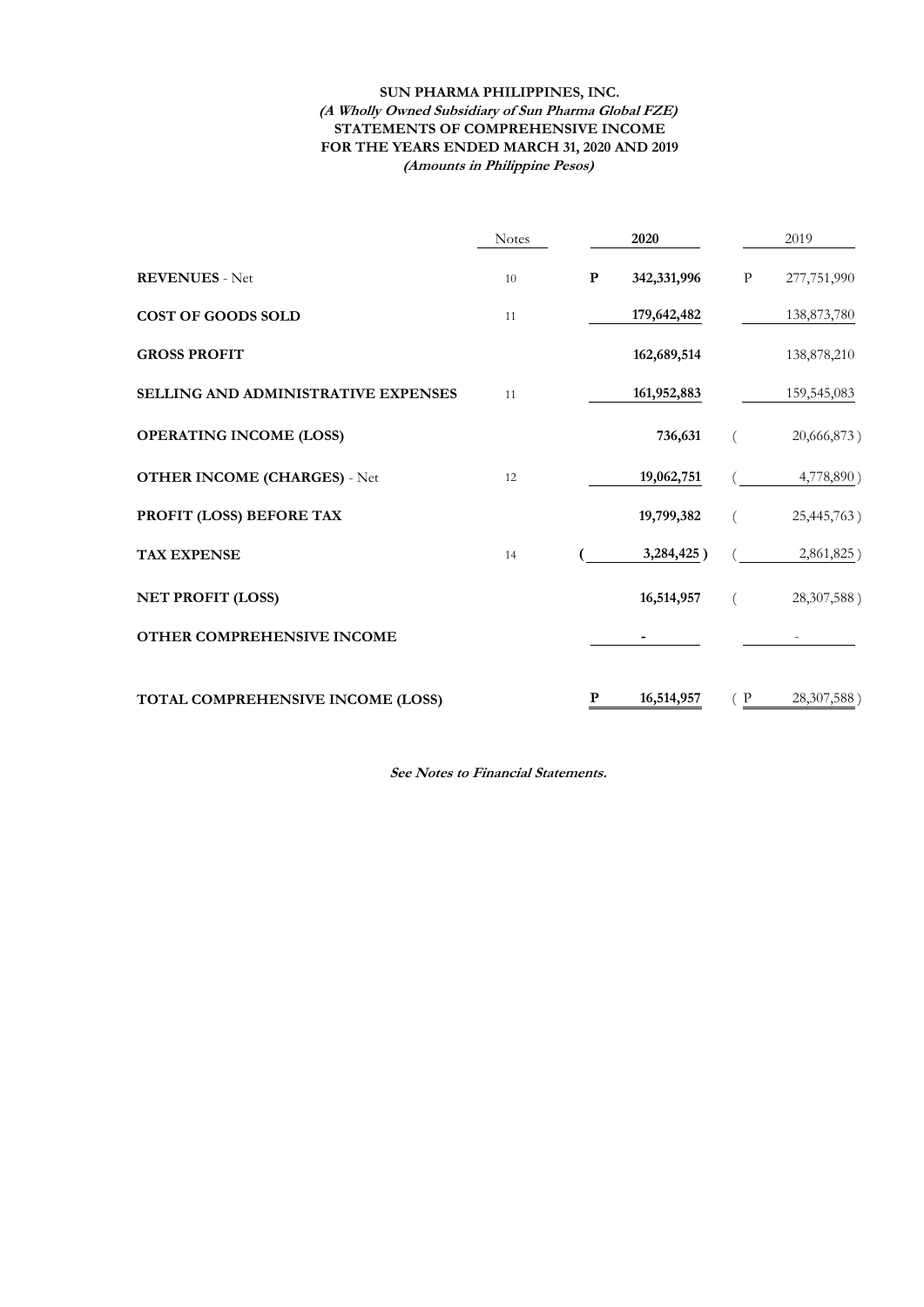**SUN PHARMA PHILIPPINES, INC.**
***(A Wholly Owned Subsidiary of Sun Pharma Global FZE)***
**STATEMENTS OF COMPREHENSIVE INCOME**
**FOR THE YEARS ENDED MARCH 31, 2020 AND 2019**
***(Amounts in Philippine Pesos)***

| | Notes | 2020 | 2019 |
|---|---|---|---|
| **REVENUES** - Net | 10 | **P 342,331,996** | P 277,751,990 |
| **COST OF GOODS SOLD** | 11 | **179,642,482** | 138,873,780 |
| **GROSS PROFIT** | | **162,689,514** | 138,878,210 |
| **SELLING AND ADMINISTRATIVE EXPENSES** | 11 | **161,952,883** | 159,545,083 |
| **OPERATING INCOME (LOSS)** | | **736,631** | ( 20,666,873 ) |
| **OTHER INCOME (CHARGES)** - Net | 12 | **19,062,751** | ( 4,778,890 ) |
| **PROFIT (LOSS) BEFORE TAX** | | **19,799,382** | ( 25,445,763 ) |
| **TAX EXPENSE** | 14 | **( 3,284,425 )** | ( 2,861,825 ) |
| **NET PROFIT (LOSS)** | | **16,514,957** | ( 28,307,588 ) |
| **OTHER COMPREHENSIVE INCOME** | | **-** | - |
| **TOTAL COMPREHENSIVE INCOME (LOSS)** | | **P 16,514,957** | ( P 28,307,588 ) |

***See Notes to Financial Statements.***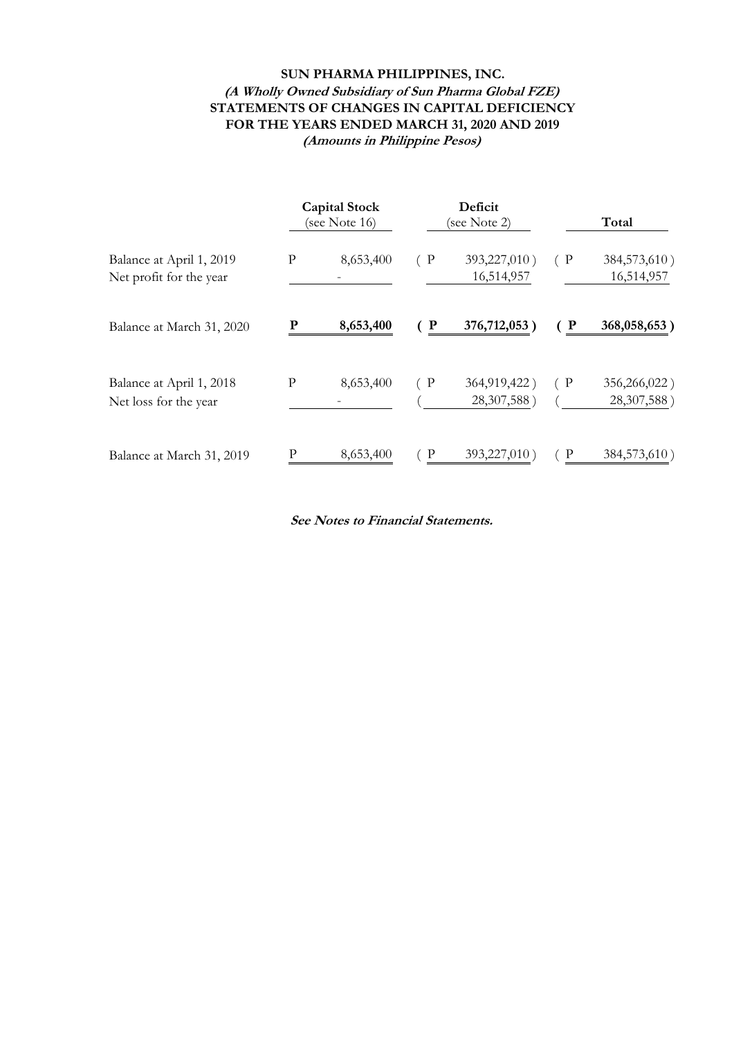**SUN PHARMA PHILIPPINES, INC.**
***(A Wholly Owned Subsidiary of Sun Pharma Global FZE)***
**STATEMENTS OF CHANGES IN CAPITAL DEFICIENCY**
**FOR THE YEARS ENDED MARCH 31, 2020 AND 2019**
***(Amounts in Philippine Pesos)***

| | Capital Stock (see Note 16) | Deficit (see Note 2) | Total |
|---|---|---|---|
| Balance at April 1, 2019 | P 8,653,400 | ( P 393,227,010 ) | ( P 384,573,610 ) |
| Net profit for the year | - | 16,514,957 | 16,514,957 |
| **Balance at March 31, 2020** | **P 8,653,400** | **( P 376,712,053 )** | **( P 368,058,653 )** |
| Balance at April 1, 2018 | P 8,653,400 | ( P 364,919,422 ) | ( P 356,266,022 ) |
| Net loss for the year | - | ( 28,307,588 ) | ( 28,307,588 ) |
| Balance at March 31, 2019 | P 8,653,400 | ( P 393,227,010 ) | ( P 384,573,610 ) |

***See Notes to Financial Statements.***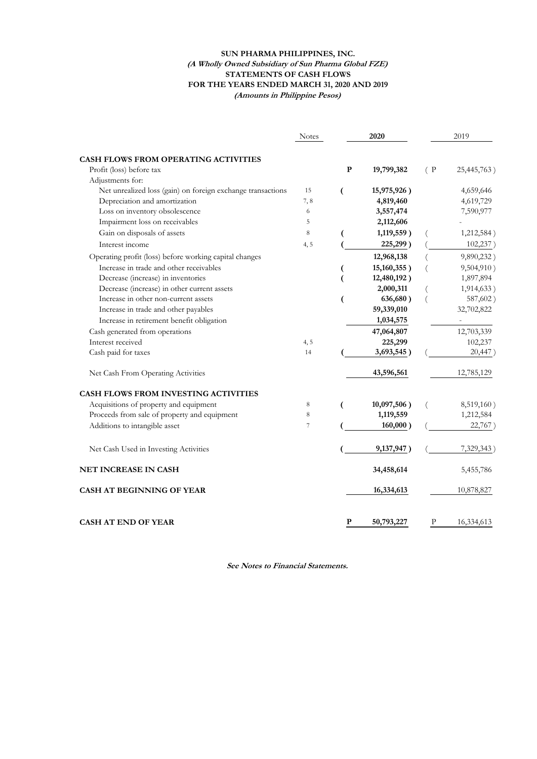**SUN PHARMA PHILIPPINES, INC.**

***(A Wholly Owned Subsidiary of Sun Pharma Global FZE)***

**STATEMENTS OF CASH FLOWS**

**FOR THE YEARS ENDED MARCH 31, 2020 AND 2019**

***(Amounts in Philippine Pesos)***

| | Notes | 2020 | 2019 |
|---|---|---|---|
| **CASH FLOWS FROM OPERATING ACTIVITIES** | | | |
| Profit (loss) before tax | | P 19,799,382 | (P 25,445,763 ) |
| Adjustments for: | | | |
| Net unrealized loss (gain) on foreign exchange transactions | 15 | ( 15,975,926 ) | 4,659,646 |
| Depreciation and amortization | 7, 8 | 4,819,460 | 4,619,729 |
| Loss on inventory obsolescence | 6 | 3,557,474 | 7,590,977 |
| Impairment loss on receivables | 5 | 2,112,606 | - |
| Gain on disposals of assets | 8 | ( 1,119,559 ) | ( 1,212,584 ) |
| Interest income | 4, 5 | ( 225,299 ) | ( 102,237 ) |
| Operating profit (loss) before working capital changes | | 12,968,138 | ( 9,890,232 ) |
| Increase in trade and other receivables | | ( 15,160,355 ) | ( 9,504,910 ) |
| Decrease (increase) in inventories | | ( 12,480,192 ) | 1,897,894 |
| Decrease (increase) in other current assets | | 2,000,311 | ( 1,914,633 ) |
| Increase in other non-current assets | | ( 636,680 ) | ( 587,602 ) |
| Increase in trade and other payables | | 59,339,010 | 32,702,822 |
| Increase in retirement benefit obligation | | 1,034,575 | - |
| Cash generated from operations | | 47,064,807 | 12,703,339 |
| Interest received | 4, 5 | 225,299 | 102,237 |
| Cash paid for taxes | 14 | ( 3,693,545 ) | ( 20,447 ) |
| Net Cash From Operating Activities | | 43,596,561 | 12,785,129 |
| **CASH FLOWS FROM INVESTING ACTIVITIES** | | | |
| Acquisitions of property and equipment | 8 | ( 10,097,506 ) | ( 8,519,160 ) |
| Proceeds from sale of property and equipment | 8 | 1,119,559 | 1,212,584 |
| Additions to intangible asset | 7 | ( 160,000 ) | ( 22,767 ) |
| Net Cash Used in Investing Activities | | ( 9,137,947 ) | ( 7,329,343 ) |
| **NET INCREASE IN CASH** | | 34,458,614 | 5,455,786 |
| **CASH AT BEGINNING OF YEAR** | | 16,334,613 | 10,878,827 |
| **CASH AT END OF YEAR** | | P 50,793,227 | P 16,334,613 |

***See Notes to Financial Statements.***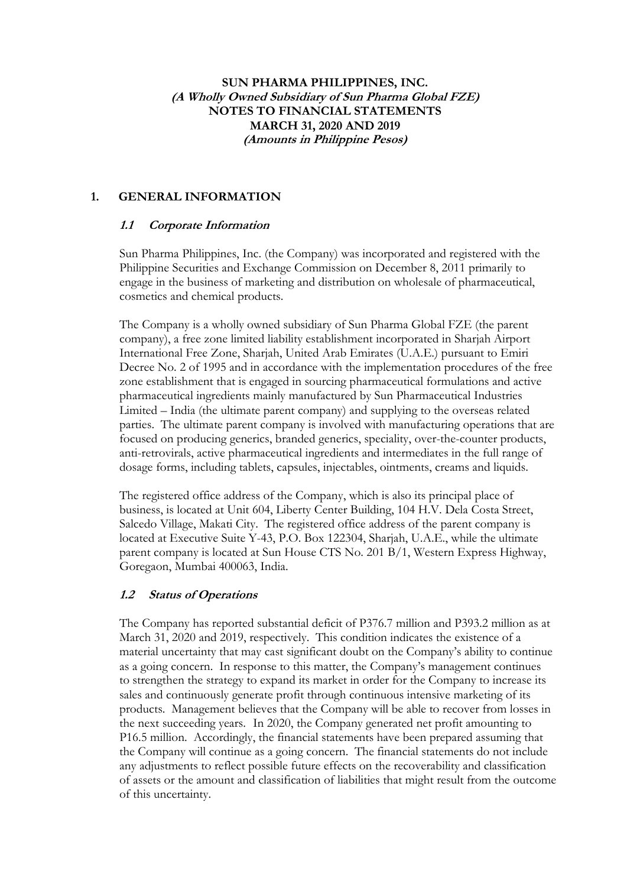**SUN PHARMA PHILIPPINES, INC.**
***(A Wholly Owned Subsidiary of Sun Pharma Global FZE)***
**NOTES TO FINANCIAL STATEMENTS**
**MARCH 31, 2020 AND 2019**
***(Amounts in Philippine Pesos)***

## 1. GENERAL INFORMATION

### *1.1 Corporate Information*

Sun Pharma Philippines, Inc. (the Company) was incorporated and registered with the Philippine Securities and Exchange Commission on December 8, 2011 primarily to engage in the business of marketing and distribution on wholesale of pharmaceutical, cosmetics and chemical products.

The Company is a wholly owned subsidiary of Sun Pharma Global FZE (the parent company), a free zone limited liability establishment incorporated in Sharjah Airport International Free Zone, Sharjah, United Arab Emirates (U.A.E.) pursuant to Emiri Decree No. 2 of 1995 and in accordance with the implementation procedures of the free zone establishment that is engaged in sourcing pharmaceutical formulations and active pharmaceutical ingredients mainly manufactured by Sun Pharmaceutical Industries Limited – India (the ultimate parent company) and supplying to the overseas related parties. The ultimate parent company is involved with manufacturing operations that are focused on producing generics, branded generics, speciality, over-the-counter products, anti-retrovirals, active pharmaceutical ingredients and intermediates in the full range of dosage forms, including tablets, capsules, injectables, ointments, creams and liquids.

The registered office address of the Company, which is also its principal place of business, is located at Unit 604, Liberty Center Building, 104 H.V. Dela Costa Street, Salcedo Village, Makati City. The registered office address of the parent company is located at Executive Suite Y-43, P.O. Box 122304, Sharjah, U.A.E., while the ultimate parent company is located at Sun House CTS No. 201 B/1, Western Express Highway, Goregaon, Mumbai 400063, India.

### *1.2 Status of Operations*

The Company has reported substantial deficit of P376.7 million and P393.2 million as at March 31, 2020 and 2019, respectively. This condition indicates the existence of a material uncertainty that may cast significant doubt on the Company's ability to continue as a going concern. In response to this matter, the Company's management continues to strengthen the strategy to expand its market in order for the Company to increase its sales and continuously generate profit through continuous intensive marketing of its products. Management believes that the Company will be able to recover from losses in the next succeeding years. In 2020, the Company generated net profit amounting to P16.5 million. Accordingly, the financial statements have been prepared assuming that the Company will continue as a going concern. The financial statements do not include any adjustments to reflect possible future effects on the recoverability and classification of assets or the amount and classification of liabilities that might result from the outcome of this uncertainty.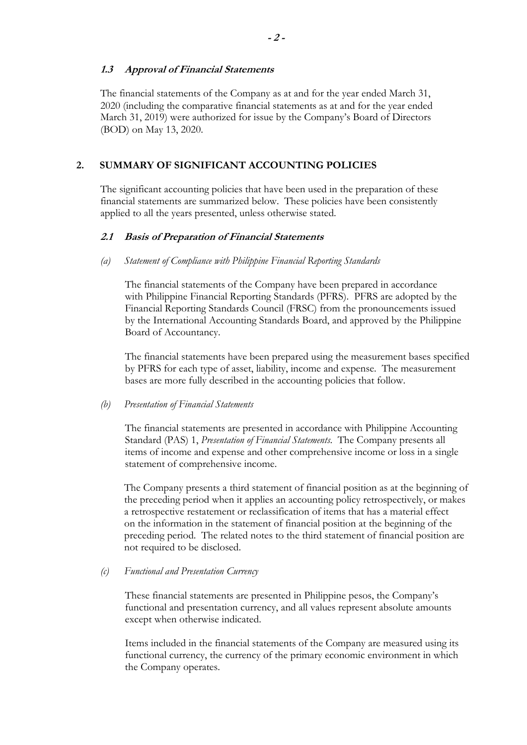### *1.3 Approval of Financial Statements*

The financial statements of the Company as at and for the year ended March 31, 2020 (including the comparative financial statements as at and for the year ended March 31, 2019) were authorized for issue by the Company's Board of Directors (BOD) on May 13, 2020.

## 2. SUMMARY OF SIGNIFICANT ACCOUNTING POLICIES

The significant accounting policies that have been used in the preparation of these financial statements are summarized below. These policies have been consistently applied to all the years presented, unless otherwise stated.

### *2.1 Basis of Preparation of Financial Statements*

*(a) Statement of Compliance with Philippine Financial Reporting Standards*

The financial statements of the Company have been prepared in accordance with Philippine Financial Reporting Standards (PFRS). PFRS are adopted by the Financial Reporting Standards Council (FRSC) from the pronouncements issued by the International Accounting Standards Board, and approved by the Philippine Board of Accountancy.

The financial statements have been prepared using the measurement bases specified by PFRS for each type of asset, liability, income and expense. The measurement bases are more fully described in the accounting policies that follow.

*(b) Presentation of Financial Statements*

The financial statements are presented in accordance with Philippine Accounting Standard (PAS) 1, *Presentation of Financial Statements*. The Company presents all items of income and expense and other comprehensive income or loss in a single statement of comprehensive income.

The Company presents a third statement of financial position as at the beginning of the preceding period when it applies an accounting policy retrospectively, or makes a retrospective restatement or reclassification of items that has a material effect on the information in the statement of financial position at the beginning of the preceding period. The related notes to the third statement of financial position are not required to be disclosed.

*(c) Functional and Presentation Currency*

These financial statements are presented in Philippine pesos, the Company's functional and presentation currency, and all values represent absolute amounts except when otherwise indicated.

Items included in the financial statements of the Company are measured using its functional currency, the currency of the primary economic environment in which the Company operates.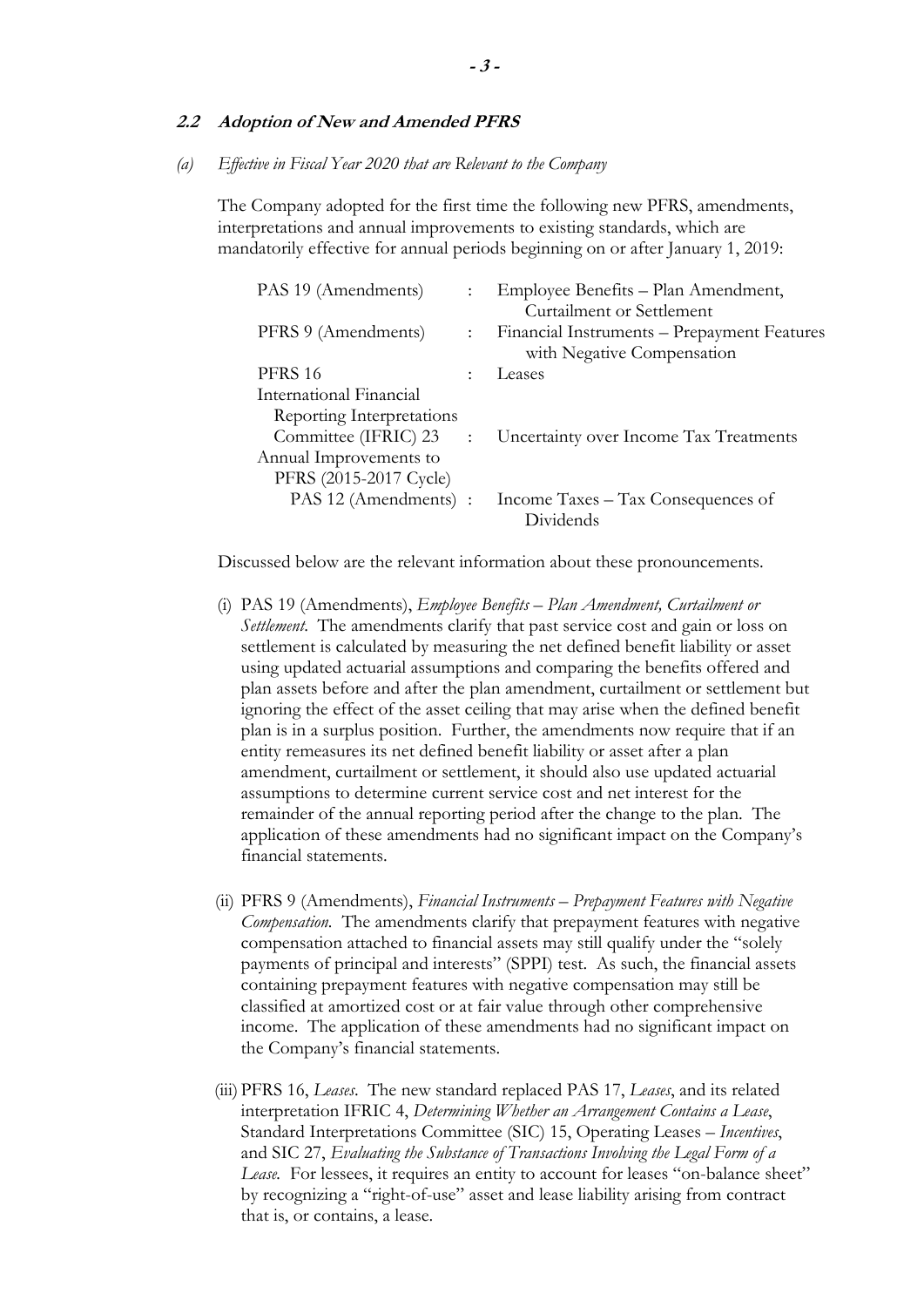### 2.2 Adoption of New and Amended PFRS

*(a) Effective in Fiscal Year 2020 that are Relevant to the Company*

The Company adopted for the first time the following new PFRS, amendments, interpretations and annual improvements to existing standards, which are mandatorily effective for annual periods beginning on or after January 1, 2019:

| | | |
|---|---|---|
| PAS 19 (Amendments) | : | Employee Benefits – Plan Amendment, Curtailment or Settlement |
| PFRS 9 (Amendments) | : | Financial Instruments – Prepayment Features with Negative Compensation |
| PFRS 16 | : | Leases |
| International Financial Reporting Interpretations Committee (IFRIC) 23 | : | Uncertainty over Income Tax Treatments |
| Annual Improvements to PFRS (2015-2017 Cycle) | | |
| PAS 12 (Amendments) | : | Income Taxes – Tax Consequences of Dividends |

Discussed below are the relevant information about these pronouncements.

(i) PAS 19 (Amendments), *Employee Benefits – Plan Amendment, Curtailment or Settlement*. The amendments clarify that past service cost and gain or loss on settlement is calculated by measuring the net defined benefit liability or asset using updated actuarial assumptions and comparing the benefits offered and plan assets before and after the plan amendment, curtailment or settlement but ignoring the effect of the asset ceiling that may arise when the defined benefit plan is in a surplus position. Further, the amendments now require that if an entity remeasures its net defined benefit liability or asset after a plan amendment, curtailment or settlement, it should also use updated actuarial assumptions to determine current service cost and net interest for the remainder of the annual reporting period after the change to the plan. The application of these amendments had no significant impact on the Company's financial statements.

(ii) PFRS 9 (Amendments), *Financial Instruments – Prepayment Features with Negative Compensation*. The amendments clarify that prepayment features with negative compensation attached to financial assets may still qualify under the "solely payments of principal and interests" (SPPI) test. As such, the financial assets containing prepayment features with negative compensation may still be classified at amortized cost or at fair value through other comprehensive income. The application of these amendments had no significant impact on the Company's financial statements.

(iii) PFRS 16, *Leases*. The new standard replaced PAS 17, *Leases*, and its related interpretation IFRIC 4, *Determining Whether an Arrangement Contains a Lease*, Standard Interpretations Committee (SIC) 15, Operating Leases – *Incentives*, and SIC 27, *Evaluating the Substance of Transactions Involving the Legal Form of a Lease*. For lessees, it requires an entity to account for leases "on-balance sheet" by recognizing a "right-of-use" asset and lease liability arising from contract that is, or contains, a lease.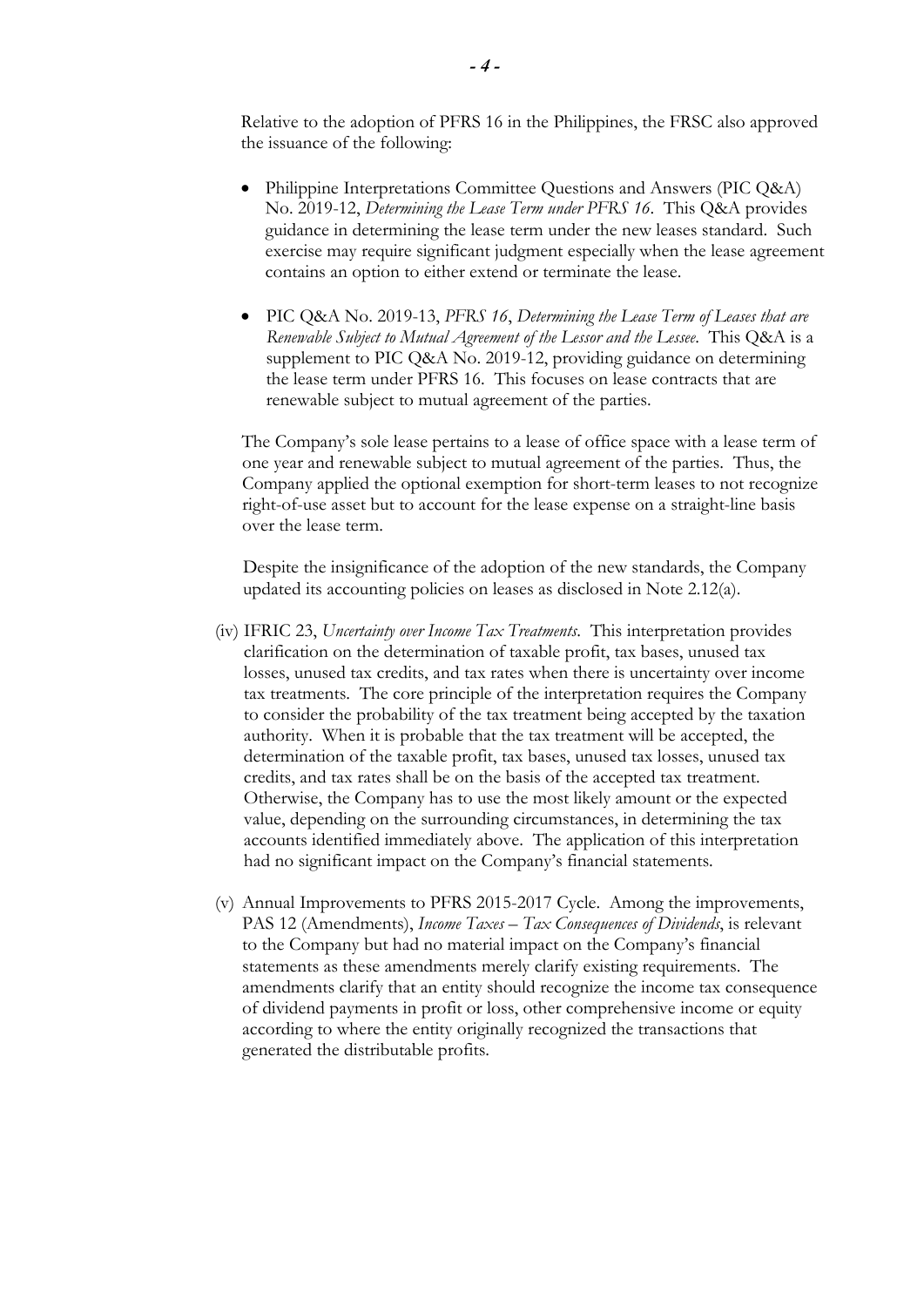Relative to the adoption of PFRS 16 in the Philippines, the FRSC also approved the issuance of the following:

- Philippine Interpretations Committee Questions and Answers (PIC Q&A) No. 2019-12, *Determining the Lease Term under PFRS 16*. This Q&A provides guidance in determining the lease term under the new leases standard. Such exercise may require significant judgment especially when the lease agreement contains an option to either extend or terminate the lease.

- PIC Q&A No. 2019-13, *PFRS 16*, *Determining the Lease Term of Leases that are Renewable Subject to Mutual Agreement of the Lessor and the Lessee*. This Q&A is a supplement to PIC Q&A No. 2019-12, providing guidance on determining the lease term under PFRS 16. This focuses on lease contracts that are renewable subject to mutual agreement of the parties.

The Company's sole lease pertains to a lease of office space with a lease term of one year and renewable subject to mutual agreement of the parties. Thus, the Company applied the optional exemption for short-term leases to not recognize right-of-use asset but to account for the lease expense on a straight-line basis over the lease term.

Despite the insignificance of the adoption of the new standards, the Company updated its accounting policies on leases as disclosed in Note 2.12(a).

(iv) IFRIC 23, *Uncertainty over Income Tax Treatments*. This interpretation provides clarification on the determination of taxable profit, tax bases, unused tax losses, unused tax credits, and tax rates when there is uncertainty over income tax treatments. The core principle of the interpretation requires the Company to consider the probability of the tax treatment being accepted by the taxation authority. When it is probable that the tax treatment will be accepted, the determination of the taxable profit, tax bases, unused tax losses, unused tax credits, and tax rates shall be on the basis of the accepted tax treatment. Otherwise, the Company has to use the most likely amount or the expected value, depending on the surrounding circumstances, in determining the tax accounts identified immediately above. The application of this interpretation had no significant impact on the Company's financial statements.

(v) Annual Improvements to PFRS 2015-2017 Cycle. Among the improvements, PAS 12 (Amendments), *Income Taxes – Tax Consequences of Dividends*, is relevant to the Company but had no material impact on the Company's financial statements as these amendments merely clarify existing requirements. The amendments clarify that an entity should recognize the income tax consequence of dividend payments in profit or loss, other comprehensive income or equity according to where the entity originally recognized the transactions that generated the distributable profits.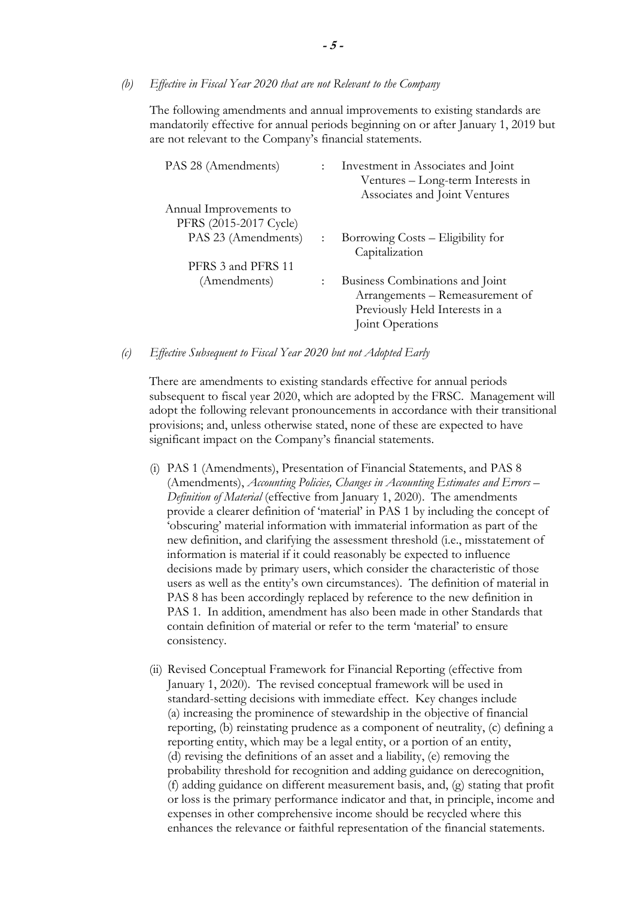*(b) Effective in Fiscal Year 2020 that are not Relevant to the Company*

The following amendments and annual improvements to existing standards are mandatorily effective for annual periods beginning on or after January 1, 2019 but are not relevant to the Company's financial statements.

| | | |
|---|---|---|
| PAS 28 (Amendments) | : | Investment in Associates and Joint Ventures – Long-term Interests in Associates and Joint Ventures |
| Annual Improvements to PFRS (2015-2017 Cycle) | | |
| PAS 23 (Amendments) | : | Borrowing Costs – Eligibility for Capitalization |
| PFRS 3 and PFRS 11 (Amendments) | : | Business Combinations and Joint Arrangements – Remeasurement of Previously Held Interests in a Joint Operations |

*(c) Effective Subsequent to Fiscal Year 2020 but not Adopted Early*

There are amendments to existing standards effective for annual periods subsequent to fiscal year 2020, which are adopted by the FRSC. Management will adopt the following relevant pronouncements in accordance with their transitional provisions; and, unless otherwise stated, none of these are expected to have significant impact on the Company's financial statements.

(i) PAS 1 (Amendments), Presentation of Financial Statements, and PAS 8 (Amendments), *Accounting Policies, Changes in Accounting Estimates and Errors – Definition of Material* (effective from January 1, 2020). The amendments provide a clearer definition of 'material' in PAS 1 by including the concept of 'obscuring' material information with immaterial information as part of the new definition, and clarifying the assessment threshold (i.e., misstatement of information is material if it could reasonably be expected to influence decisions made by primary users, which consider the characteristic of those users as well as the entity's own circumstances). The definition of material in PAS 8 has been accordingly replaced by reference to the new definition in PAS 1. In addition, amendment has also been made in other Standards that contain definition of material or refer to the term 'material' to ensure consistency.

(ii) Revised Conceptual Framework for Financial Reporting (effective from January 1, 2020). The revised conceptual framework will be used in standard-setting decisions with immediate effect. Key changes include (a) increasing the prominence of stewardship in the objective of financial reporting, (b) reinstating prudence as a component of neutrality, (c) defining a reporting entity, which may be a legal entity, or a portion of an entity, (d) revising the definitions of an asset and a liability, (e) removing the probability threshold for recognition and adding guidance on derecognition, (f) adding guidance on different measurement basis, and, (g) stating that profit or loss is the primary performance indicator and that, in principle, income and expenses in other comprehensive income should be recycled where this enhances the relevance or faithful representation of the financial statements.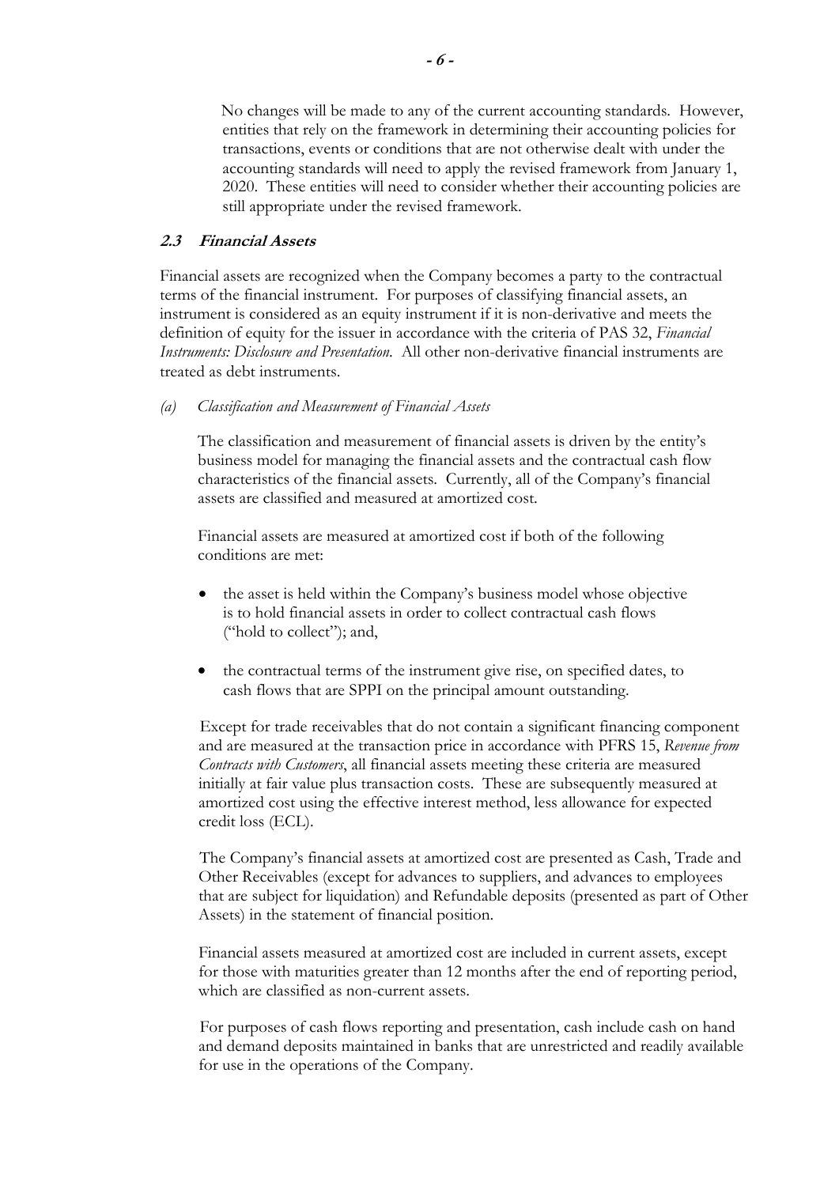No changes will be made to any of the current accounting standards. However, entities that rely on the framework in determining their accounting policies for transactions, events or conditions that are not otherwise dealt with under the accounting standards will need to apply the revised framework from January 1, 2020. These entities will need to consider whether their accounting policies are still appropriate under the revised framework.

### *2.3 Financial Assets*

Financial assets are recognized when the Company becomes a party to the contractual terms of the financial instrument. For purposes of classifying financial assets, an instrument is considered as an equity instrument if it is non-derivative and meets the definition of equity for the issuer in accordance with the criteria of PAS 32, *Financial Instruments: Disclosure and Presentation*. All other non-derivative financial instruments are treated as debt instruments.

*(a) Classification and Measurement of Financial Assets*

The classification and measurement of financial assets is driven by the entity's business model for managing the financial assets and the contractual cash flow characteristics of the financial assets. Currently, all of the Company's financial assets are classified and measured at amortized cost.

Financial assets are measured at amortized cost if both of the following conditions are met:

- the asset is held within the Company's business model whose objective is to hold financial assets in order to collect contractual cash flows ("hold to collect"); and,
- the contractual terms of the instrument give rise, on specified dates, to cash flows that are SPPI on the principal amount outstanding.

Except for trade receivables that do not contain a significant financing component and are measured at the transaction price in accordance with PFRS 15, *Revenue from Contracts with Customers*, all financial assets meeting these criteria are measured initially at fair value plus transaction costs. These are subsequently measured at amortized cost using the effective interest method, less allowance for expected credit loss (ECL).

The Company's financial assets at amortized cost are presented as Cash, Trade and Other Receivables (except for advances to suppliers, and advances to employees that are subject for liquidation) and Refundable deposits (presented as part of Other Assets) in the statement of financial position.

Financial assets measured at amortized cost are included in current assets, except for those with maturities greater than 12 months after the end of reporting period, which are classified as non-current assets.

For purposes of cash flows reporting and presentation, cash include cash on hand and demand deposits maintained in banks that are unrestricted and readily available for use in the operations of the Company.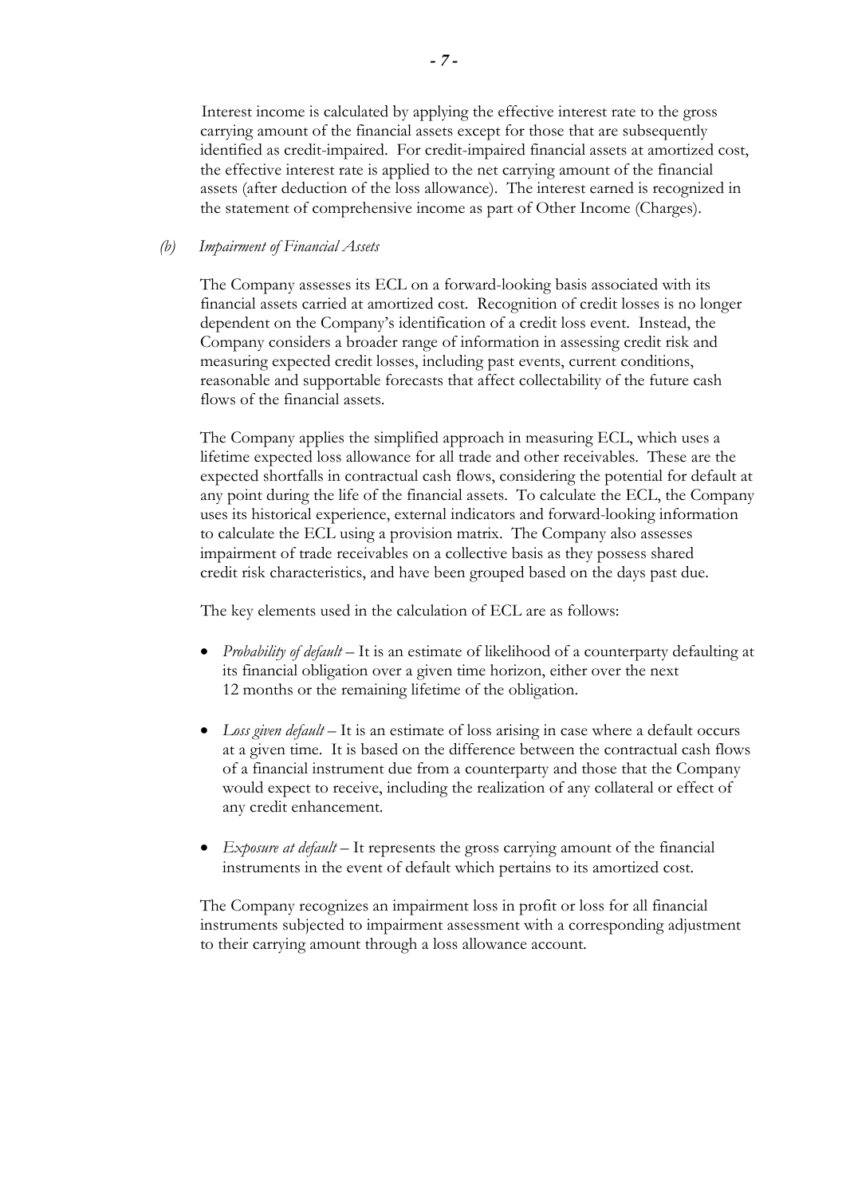Interest income is calculated by applying the effective interest rate to the gross carrying amount of the financial assets except for those that are subsequently identified as credit-impaired. For credit-impaired financial assets at amortized cost, the effective interest rate is applied to the net carrying amount of the financial assets (after deduction of the loss allowance). The interest earned is recognized in the statement of comprehensive income as part of Other Income (Charges).

*(b) Impairment of Financial Assets*

The Company assesses its ECL on a forward-looking basis associated with its financial assets carried at amortized cost. Recognition of credit losses is no longer dependent on the Company's identification of a credit loss event. Instead, the Company considers a broader range of information in assessing credit risk and measuring expected credit losses, including past events, current conditions, reasonable and supportable forecasts that affect collectability of the future cash flows of the financial assets.

The Company applies the simplified approach in measuring ECL, which uses a lifetime expected loss allowance for all trade and other receivables. These are the expected shortfalls in contractual cash flows, considering the potential for default at any point during the life of the financial assets. To calculate the ECL, the Company uses its historical experience, external indicators and forward-looking information to calculate the ECL using a provision matrix. The Company also assesses impairment of trade receivables on a collective basis as they possess shared credit risk characteristics, and have been grouped based on the days past due.

The key elements used in the calculation of ECL are as follows:

- *Probability of default* – It is an estimate of likelihood of a counterparty defaulting at its financial obligation over a given time horizon, either over the next 12 months or the remaining lifetime of the obligation.

- *Loss given default* – It is an estimate of loss arising in case where a default occurs at a given time. It is based on the difference between the contractual cash flows of a financial instrument due from a counterparty and those that the Company would expect to receive, including the realization of any collateral or effect of any credit enhancement.

- *Exposure at default* – It represents the gross carrying amount of the financial instruments in the event of default which pertains to its amortized cost.

The Company recognizes an impairment loss in profit or loss for all financial instruments subjected to impairment assessment with a corresponding adjustment to their carrying amount through a loss allowance account.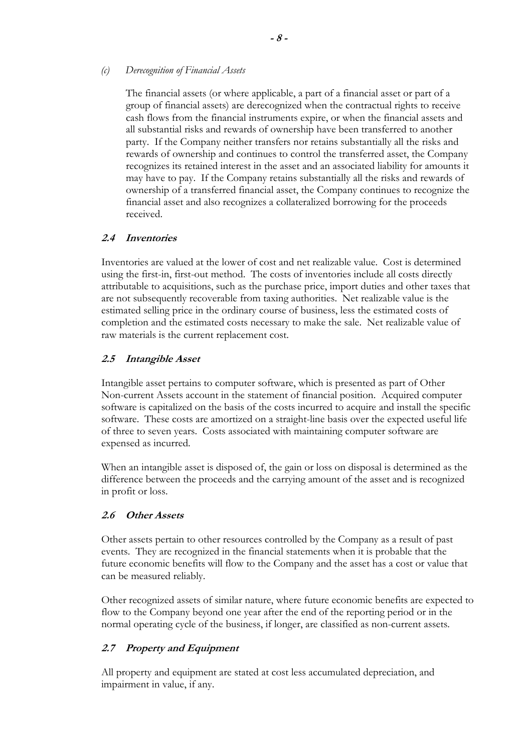*(c) Derecognition of Financial Assets*

The financial assets (or where applicable, a part of a financial asset or part of a group of financial assets) are derecognized when the contractual rights to receive cash flows from the financial instruments expire, or when the financial assets and all substantial risks and rewards of ownership have been transferred to another party. If the Company neither transfers nor retains substantially all the risks and rewards of ownership and continues to control the transferred asset, the Company recognizes its retained interest in the asset and an associated liability for amounts it may have to pay. If the Company retains substantially all the risks and rewards of ownership of a transferred financial asset, the Company continues to recognize the financial asset and also recognizes a collateralized borrowing for the proceeds received.

### *2.4 Inventories*

Inventories are valued at the lower of cost and net realizable value. Cost is determined using the first-in, first-out method. The costs of inventories include all costs directly attributable to acquisitions, such as the purchase price, import duties and other taxes that are not subsequently recoverable from taxing authorities. Net realizable value is the estimated selling price in the ordinary course of business, less the estimated costs of completion and the estimated costs necessary to make the sale. Net realizable value of raw materials is the current replacement cost.

### *2.5 Intangible Asset*

Intangible asset pertains to computer software, which is presented as part of Other Non-current Assets account in the statement of financial position. Acquired computer software is capitalized on the basis of the costs incurred to acquire and install the specific software. These costs are amortized on a straight-line basis over the expected useful life of three to seven years. Costs associated with maintaining computer software are expensed as incurred.

When an intangible asset is disposed of, the gain or loss on disposal is determined as the difference between the proceeds and the carrying amount of the asset and is recognized in profit or loss.

### *2.6 Other Assets*

Other assets pertain to other resources controlled by the Company as a result of past events. They are recognized in the financial statements when it is probable that the future economic benefits will flow to the Company and the asset has a cost or value that can be measured reliably.

Other recognized assets of similar nature, where future economic benefits are expected to flow to the Company beyond one year after the end of the reporting period or in the normal operating cycle of the business, if longer, are classified as non-current assets.

### *2.7 Property and Equipment*

All property and equipment are stated at cost less accumulated depreciation, and impairment in value, if any.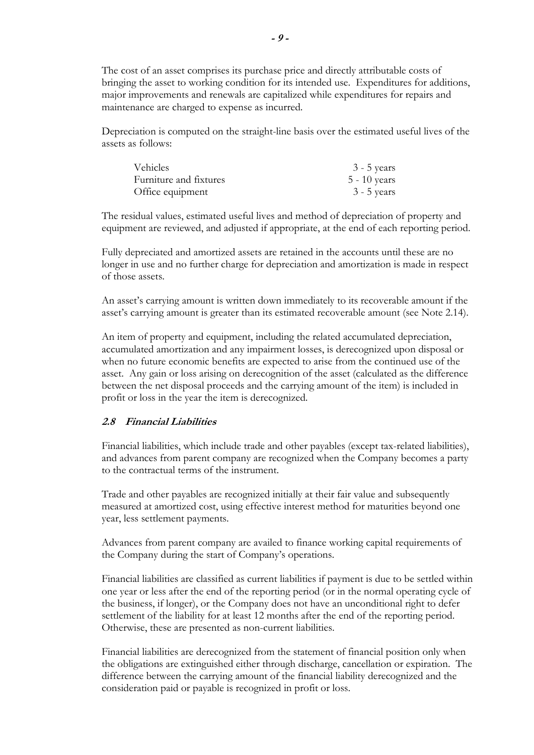The cost of an asset comprises its purchase price and directly attributable costs of bringing the asset to working condition for its intended use. Expenditures for additions, major improvements and renewals are capitalized while expenditures for repairs and maintenance are charged to expense as incurred.

Depreciation is computed on the straight-line basis over the estimated useful lives of the assets as follows:

| | |
|---|---|
| Vehicles | 3 - 5 years |
| Furniture and fixtures | 5 - 10 years |
| Office equipment | 3 - 5 years |

The residual values, estimated useful lives and method of depreciation of property and equipment are reviewed, and adjusted if appropriate, at the end of each reporting period.

Fully depreciated and amortized assets are retained in the accounts until these are no longer in use and no further charge for depreciation and amortization is made in respect of those assets.

An asset's carrying amount is written down immediately to its recoverable amount if the asset's carrying amount is greater than its estimated recoverable amount (see Note 2.14).

An item of property and equipment, including the related accumulated depreciation, accumulated amortization and any impairment losses, is derecognized upon disposal or when no future economic benefits are expected to arise from the continued use of the asset. Any gain or loss arising on derecognition of the asset (calculated as the difference between the net disposal proceeds and the carrying amount of the item) is included in profit or loss in the year the item is derecognized.

### *2.8 Financial Liabilities*

Financial liabilities, which include trade and other payables (except tax-related liabilities), and advances from parent company are recognized when the Company becomes a party to the contractual terms of the instrument.

Trade and other payables are recognized initially at their fair value and subsequently measured at amortized cost, using effective interest method for maturities beyond one year, less settlement payments.

Advances from parent company are availed to finance working capital requirements of the Company during the start of Company's operations.

Financial liabilities are classified as current liabilities if payment is due to be settled within one year or less after the end of the reporting period (or in the normal operating cycle of the business, if longer), or the Company does not have an unconditional right to defer settlement of the liability for at least 12 months after the end of the reporting period. Otherwise, these are presented as non-current liabilities.

Financial liabilities are derecognized from the statement of financial position only when the obligations are extinguished either through discharge, cancellation or expiration. The difference between the carrying amount of the financial liability derecognized and the consideration paid or payable is recognized in profit or loss.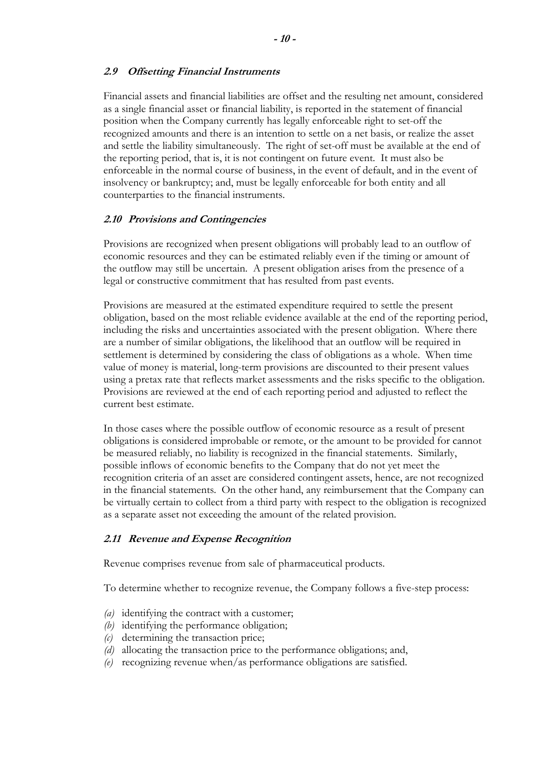### *2.9 Offsetting Financial Instruments*

Financial assets and financial liabilities are offset and the resulting net amount, considered as a single financial asset or financial liability, is reported in the statement of financial position when the Company currently has legally enforceable right to set-off the recognized amounts and there is an intention to settle on a net basis, or realize the asset and settle the liability simultaneously. The right of set-off must be available at the end of the reporting period, that is, it is not contingent on future event. It must also be enforceable in the normal course of business, in the event of default, and in the event of insolvency or bankruptcy; and, must be legally enforceable for both entity and all counterparties to the financial instruments.

### *2.10 Provisions and Contingencies*

Provisions are recognized when present obligations will probably lead to an outflow of economic resources and they can be estimated reliably even if the timing or amount of the outflow may still be uncertain. A present obligation arises from the presence of a legal or constructive commitment that has resulted from past events.

Provisions are measured at the estimated expenditure required to settle the present obligation, based on the most reliable evidence available at the end of the reporting period, including the risks and uncertainties associated with the present obligation. Where there are a number of similar obligations, the likelihood that an outflow will be required in settlement is determined by considering the class of obligations as a whole. When time value of money is material, long-term provisions are discounted to their present values using a pretax rate that reflects market assessments and the risks specific to the obligation. Provisions are reviewed at the end of each reporting period and adjusted to reflect the current best estimate.

In those cases where the possible outflow of economic resource as a result of present obligations is considered improbable or remote, or the amount to be provided for cannot be measured reliably, no liability is recognized in the financial statements. Similarly, possible inflows of economic benefits to the Company that do not yet meet the recognition criteria of an asset are considered contingent assets, hence, are not recognized in the financial statements. On the other hand, any reimbursement that the Company can be virtually certain to collect from a third party with respect to the obligation is recognized as a separate asset not exceeding the amount of the related provision.

### *2.11 Revenue and Expense Recognition*

Revenue comprises revenue from sale of pharmaceutical products.

To determine whether to recognize revenue, the Company follows a five-step process:

*(a)* identifying the contract with a customer;
*(b)* identifying the performance obligation;
*(c)* determining the transaction price;
*(d)* allocating the transaction price to the performance obligations; and,
*(e)* recognizing revenue when/as performance obligations are satisfied.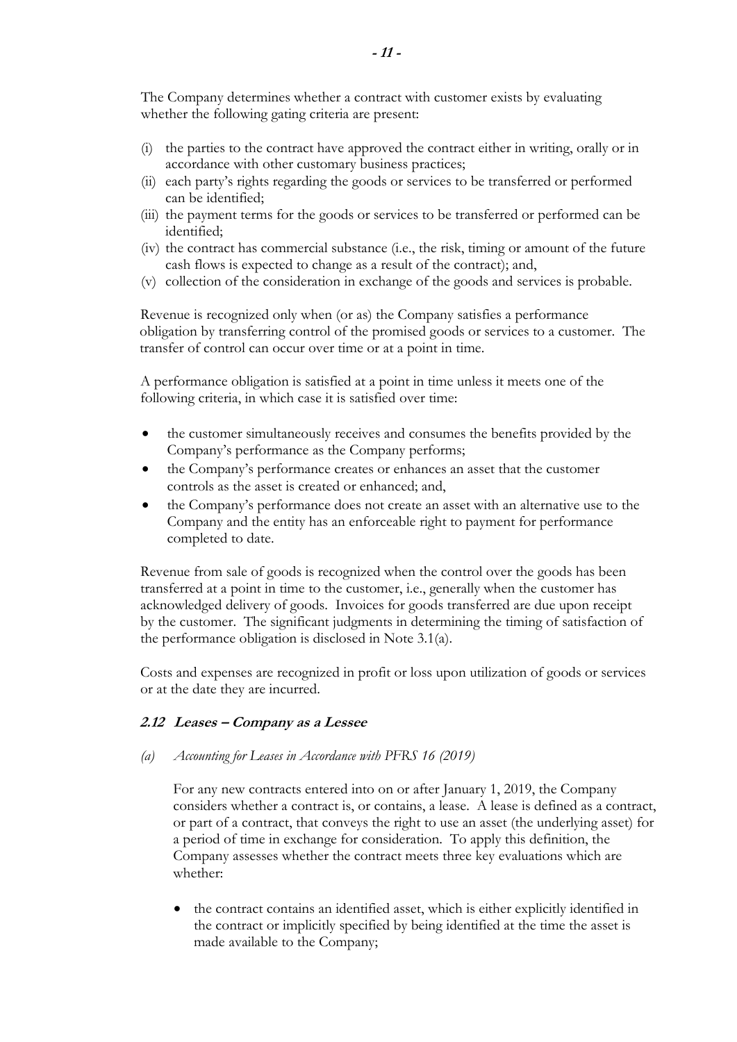The Company determines whether a contract with customer exists by evaluating whether the following gating criteria are present:

(i) the parties to the contract have approved the contract either in writing, orally or in accordance with other customary business practices;
(ii) each party's rights regarding the goods or services to be transferred or performed can be identified;
(iii) the payment terms for the goods or services to be transferred or performed can be identified;
(iv) the contract has commercial substance (i.e., the risk, timing or amount of the future cash flows is expected to change as a result of the contract); and,
(v) collection of the consideration in exchange of the goods and services is probable.

Revenue is recognized only when (or as) the Company satisfies a performance obligation by transferring control of the promised goods or services to a customer. The transfer of control can occur over time or at a point in time.

A performance obligation is satisfied at a point in time unless it meets one of the following criteria, in which case it is satisfied over time:

- the customer simultaneously receives and consumes the benefits provided by the Company's performance as the Company performs;
- the Company's performance creates or enhances an asset that the customer controls as the asset is created or enhanced; and,
- the Company's performance does not create an asset with an alternative use to the Company and the entity has an enforceable right to payment for performance completed to date.

Revenue from sale of goods is recognized when the control over the goods has been transferred at a point in time to the customer, i.e., generally when the customer has acknowledged delivery of goods. Invoices for goods transferred are due upon receipt by the customer. The significant judgments in determining the timing of satisfaction of the performance obligation is disclosed in Note 3.1(a).

Costs and expenses are recognized in profit or loss upon utilization of goods or services or at the date they are incurred.

### *2.12 Leases – Company as a Lessee*

*(a) Accounting for Leases in Accordance with PFRS 16 (2019)*

For any new contracts entered into on or after January 1, 2019, the Company considers whether a contract is, or contains, a lease. A lease is defined as a contract, or part of a contract, that conveys the right to use an asset (the underlying asset) for a period of time in exchange for consideration. To apply this definition, the Company assesses whether the contract meets three key evaluations which are whether:

- the contract contains an identified asset, which is either explicitly identified in the contract or implicitly specified by being identified at the time the asset is made available to the Company;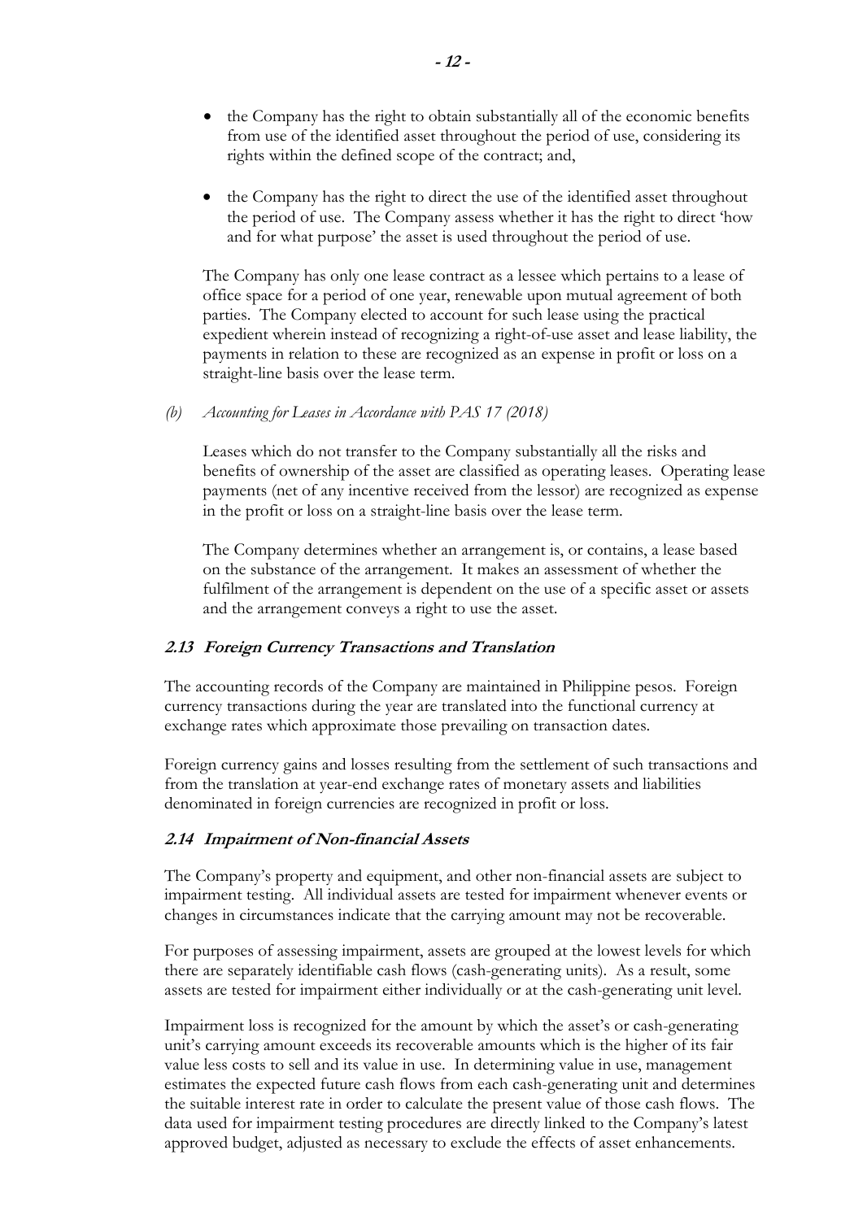- the Company has the right to obtain substantially all of the economic benefits from use of the identified asset throughout the period of use, considering its rights within the defined scope of the contract; and,

- the Company has the right to direct the use of the identified asset throughout the period of use. The Company assess whether it has the right to direct 'how and for what purpose' the asset is used throughout the period of use.

The Company has only one lease contract as a lessee which pertains to a lease of office space for a period of one year, renewable upon mutual agreement of both parties. The Company elected to account for such lease using the practical expedient wherein instead of recognizing a right-of-use asset and lease liability, the payments in relation to these are recognized as an expense in profit or loss on a straight-line basis over the lease term.

*(b) Accounting for Leases in Accordance with PAS 17 (2018)*

Leases which do not transfer to the Company substantially all the risks and benefits of ownership of the asset are classified as operating leases. Operating lease payments (net of any incentive received from the lessor) are recognized as expense in the profit or loss on a straight-line basis over the lease term.

The Company determines whether an arrangement is, or contains, a lease based on the substance of the arrangement. It makes an assessment of whether the fulfilment of the arrangement is dependent on the use of a specific asset or assets and the arrangement conveys a right to use the asset.

### *2.13 Foreign Currency Transactions and Translation*

The accounting records of the Company are maintained in Philippine pesos. Foreign currency transactions during the year are translated into the functional currency at exchange rates which approximate those prevailing on transaction dates.

Foreign currency gains and losses resulting from the settlement of such transactions and from the translation at year-end exchange rates of monetary assets and liabilities denominated in foreign currencies are recognized in profit or loss.

### *2.14 Impairment of Non-financial Assets*

The Company's property and equipment, and other non-financial assets are subject to impairment testing. All individual assets are tested for impairment whenever events or changes in circumstances indicate that the carrying amount may not be recoverable.

For purposes of assessing impairment, assets are grouped at the lowest levels for which there are separately identifiable cash flows (cash-generating units). As a result, some assets are tested for impairment either individually or at the cash-generating unit level.

Impairment loss is recognized for the amount by which the asset's or cash-generating unit's carrying amount exceeds its recoverable amounts which is the higher of its fair value less costs to sell and its value in use. In determining value in use, management estimates the expected future cash flows from each cash-generating unit and determines the suitable interest rate in order to calculate the present value of those cash flows. The data used for impairment testing procedures are directly linked to the Company's latest approved budget, adjusted as necessary to exclude the effects of asset enhancements.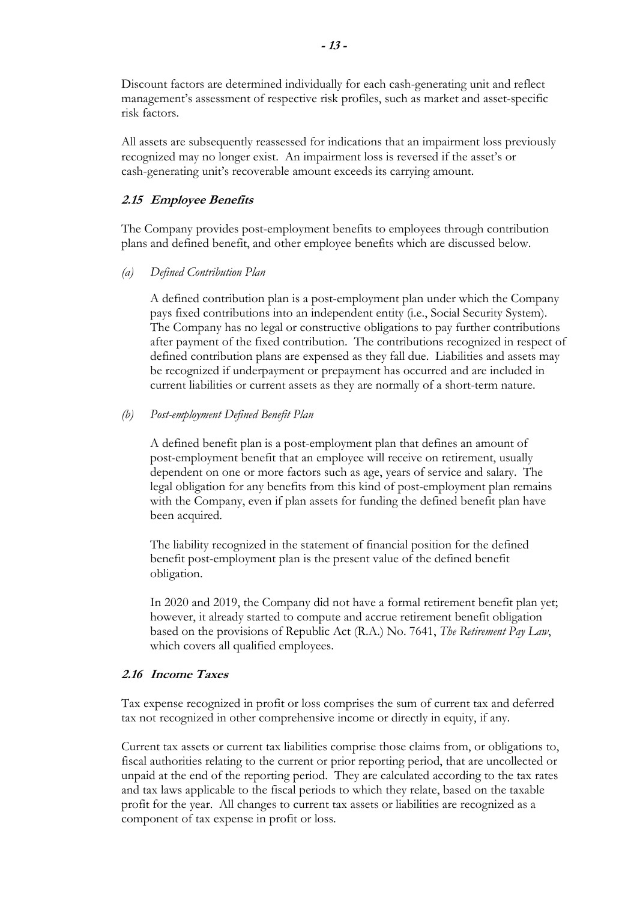Discount factors are determined individually for each cash-generating unit and reflect management's assessment of respective risk profiles, such as market and asset-specific risk factors.

All assets are subsequently reassessed for indications that an impairment loss previously recognized may no longer exist. An impairment loss is reversed if the asset's or cash-generating unit's recoverable amount exceeds its carrying amount.

### 2.15 Employee Benefits

The Company provides post-employment benefits to employees through contribution plans and defined benefit, and other employee benefits which are discussed below.

*(a) Defined Contribution Plan*

A defined contribution plan is a post-employment plan under which the Company pays fixed contributions into an independent entity (i.e., Social Security System). The Company has no legal or constructive obligations to pay further contributions after payment of the fixed contribution. The contributions recognized in respect of defined contribution plans are expensed as they fall due. Liabilities and assets may be recognized if underpayment or prepayment has occurred and are included in current liabilities or current assets as they are normally of a short-term nature.

*(b) Post-employment Defined Benefit Plan*

A defined benefit plan is a post-employment plan that defines an amount of post-employment benefit that an employee will receive on retirement, usually dependent on one or more factors such as age, years of service and salary. The legal obligation for any benefits from this kind of post-employment plan remains with the Company, even if plan assets for funding the defined benefit plan have been acquired.

The liability recognized in the statement of financial position for the defined benefit post-employment plan is the present value of the defined benefit obligation.

In 2020 and 2019, the Company did not have a formal retirement benefit plan yet; however, it already started to compute and accrue retirement benefit obligation based on the provisions of Republic Act (R.A.) No. 7641, *The Retirement Pay Law*, which covers all qualified employees.

### 2.16 Income Taxes

Tax expense recognized in profit or loss comprises the sum of current tax and deferred tax not recognized in other comprehensive income or directly in equity, if any.

Current tax assets or current tax liabilities comprise those claims from, or obligations to, fiscal authorities relating to the current or prior reporting period, that are uncollected or unpaid at the end of the reporting period. They are calculated according to the tax rates and tax laws applicable to the fiscal periods to which they relate, based on the taxable profit for the year. All changes to current tax assets or liabilities are recognized as a component of tax expense in profit or loss.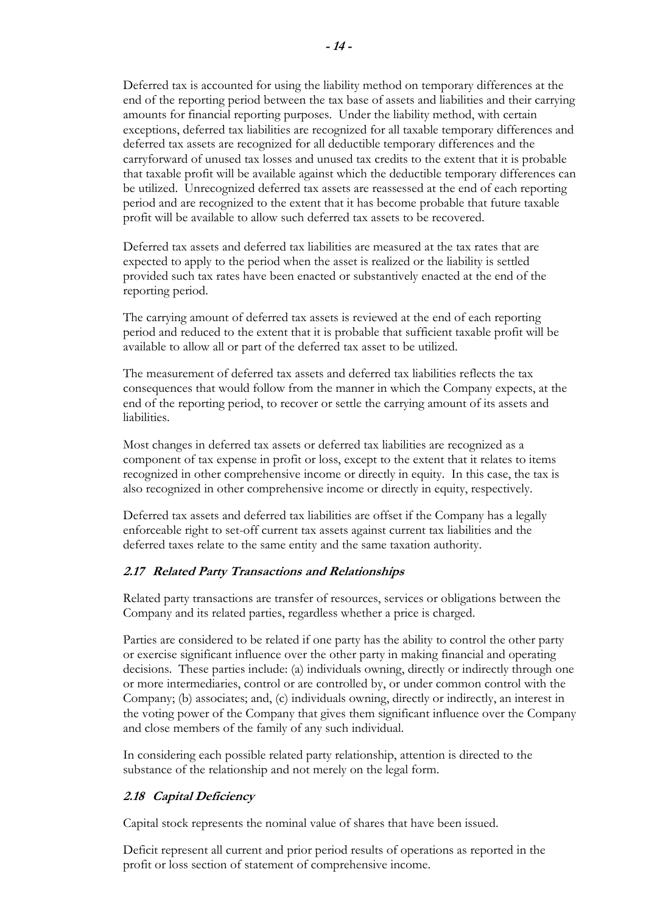Deferred tax is accounted for using the liability method on temporary differences at the end of the reporting period between the tax base of assets and liabilities and their carrying amounts for financial reporting purposes. Under the liability method, with certain exceptions, deferred tax liabilities are recognized for all taxable temporary differences and deferred tax assets are recognized for all deductible temporary differences and the carryforward of unused tax losses and unused tax credits to the extent that it is probable that taxable profit will be available against which the deductible temporary differences can be utilized. Unrecognized deferred tax assets are reassessed at the end of each reporting period and are recognized to the extent that it has become probable that future taxable profit will be available to allow such deferred tax assets to be recovered.

Deferred tax assets and deferred tax liabilities are measured at the tax rates that are expected to apply to the period when the asset is realized or the liability is settled provided such tax rates have been enacted or substantively enacted at the end of the reporting period.

The carrying amount of deferred tax assets is reviewed at the end of each reporting period and reduced to the extent that it is probable that sufficient taxable profit will be available to allow all or part of the deferred tax asset to be utilized.

The measurement of deferred tax assets and deferred tax liabilities reflects the tax consequences that would follow from the manner in which the Company expects, at the end of the reporting period, to recover or settle the carrying amount of its assets and liabilities.

Most changes in deferred tax assets or deferred tax liabilities are recognized as a component of tax expense in profit or loss, except to the extent that it relates to items recognized in other comprehensive income or directly in equity. In this case, the tax is also recognized in other comprehensive income or directly in equity, respectively.

Deferred tax assets and deferred tax liabilities are offset if the Company has a legally enforceable right to set-off current tax assets against current tax liabilities and the deferred taxes relate to the same entity and the same taxation authority.

### *2.17 Related Party Transactions and Relationships*

Related party transactions are transfer of resources, services or obligations between the Company and its related parties, regardless whether a price is charged.

Parties are considered to be related if one party has the ability to control the other party or exercise significant influence over the other party in making financial and operating decisions. These parties include: (a) individuals owning, directly or indirectly through one or more intermediaries, control or are controlled by, or under common control with the Company; (b) associates; and, (c) individuals owning, directly or indirectly, an interest in the voting power of the Company that gives them significant influence over the Company and close members of the family of any such individual.

In considering each possible related party relationship, attention is directed to the substance of the relationship and not merely on the legal form.

### *2.18 Capital Deficiency*

Capital stock represents the nominal value of shares that have been issued.

Deficit represent all current and prior period results of operations as reported in the profit or loss section of statement of comprehensive income.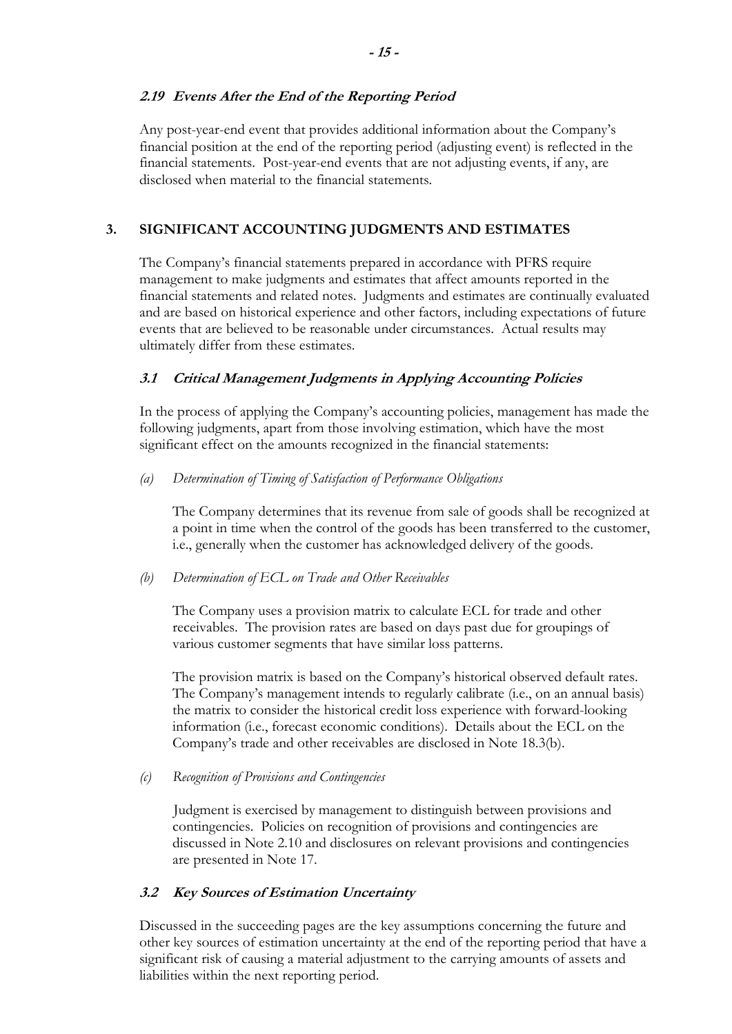### *2.19 Events After the End of the Reporting Period*

Any post-year-end event that provides additional information about the Company's financial position at the end of the reporting period (adjusting event) is reflected in the financial statements. Post-year-end events that are not adjusting events, if any, are disclosed when material to the financial statements.

## 3. SIGNIFICANT ACCOUNTING JUDGMENTS AND ESTIMATES

The Company's financial statements prepared in accordance with PFRS require management to make judgments and estimates that affect amounts reported in the financial statements and related notes. Judgments and estimates are continually evaluated and are based on historical experience and other factors, including expectations of future events that are believed to be reasonable under circumstances. Actual results may ultimately differ from these estimates.

### *3.1 Critical Management Judgments in Applying Accounting Policies*

In the process of applying the Company's accounting policies, management has made the following judgments, apart from those involving estimation, which have the most significant effect on the amounts recognized in the financial statements:

*(a) Determination of Timing of Satisfaction of Performance Obligations*

The Company determines that its revenue from sale of goods shall be recognized at a point in time when the control of the goods has been transferred to the customer, i.e., generally when the customer has acknowledged delivery of the goods.

*(b) Determination of ECL on Trade and Other Receivables*

The Company uses a provision matrix to calculate ECL for trade and other receivables. The provision rates are based on days past due for groupings of various customer segments that have similar loss patterns.

The provision matrix is based on the Company's historical observed default rates. The Company's management intends to regularly calibrate (i.e., on an annual basis) the matrix to consider the historical credit loss experience with forward-looking information (i.e., forecast economic conditions). Details about the ECL on the Company's trade and other receivables are disclosed in Note 18.3(b).

*(c) Recognition of Provisions and Contingencies*

Judgment is exercised by management to distinguish between provisions and contingencies. Policies on recognition of provisions and contingencies are discussed in Note 2.10 and disclosures on relevant provisions and contingencies are presented in Note 17.

### *3.2 Key Sources of Estimation Uncertainty*

Discussed in the succeeding pages are the key assumptions concerning the future and other key sources of estimation uncertainty at the end of the reporting period that have a significant risk of causing a material adjustment to the carrying amounts of assets and liabilities within the next reporting period.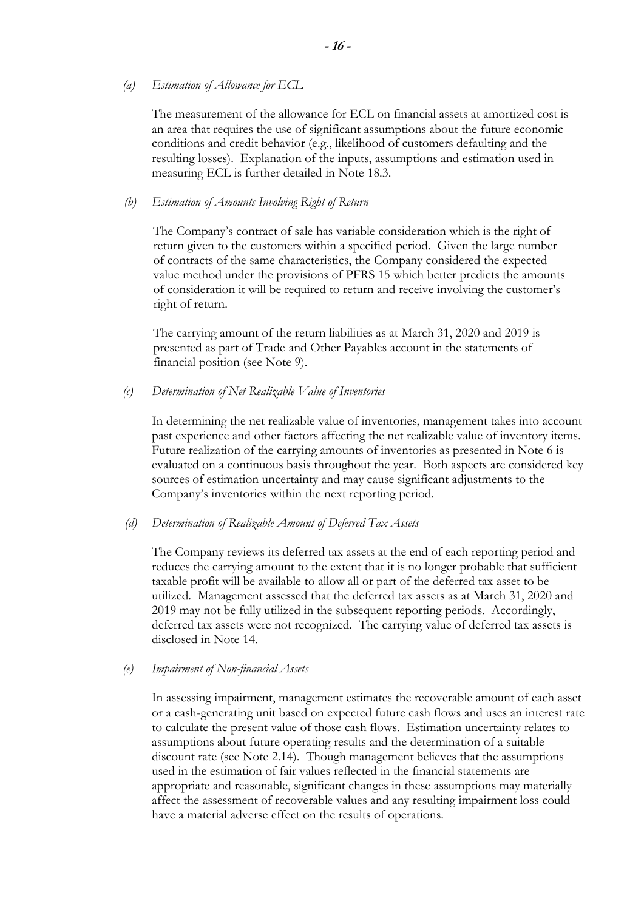*(a) Estimation of Allowance for ECL*

The measurement of the allowance for ECL on financial assets at amortized cost is an area that requires the use of significant assumptions about the future economic conditions and credit behavior (e.g., likelihood of customers defaulting and the resulting losses). Explanation of the inputs, assumptions and estimation used in measuring ECL is further detailed in Note 18.3.

*(b) Estimation of Amounts Involving Right of Return*

The Company's contract of sale has variable consideration which is the right of return given to the customers within a specified period. Given the large number of contracts of the same characteristics, the Company considered the expected value method under the provisions of PFRS 15 which better predicts the amounts of consideration it will be required to return and receive involving the customer's right of return.

The carrying amount of the return liabilities as at March 31, 2020 and 2019 is presented as part of Trade and Other Payables account in the statements of financial position (see Note 9).

*(c) Determination of Net Realizable Value of Inventories*

In determining the net realizable value of inventories, management takes into account past experience and other factors affecting the net realizable value of inventory items. Future realization of the carrying amounts of inventories as presented in Note 6 is evaluated on a continuous basis throughout the year. Both aspects are considered key sources of estimation uncertainty and may cause significant adjustments to the Company's inventories within the next reporting period.

*(d) Determination of Realizable Amount of Deferred Tax Assets*

The Company reviews its deferred tax assets at the end of each reporting period and reduces the carrying amount to the extent that it is no longer probable that sufficient taxable profit will be available to allow all or part of the deferred tax asset to be utilized. Management assessed that the deferred tax assets as at March 31, 2020 and 2019 may not be fully utilized in the subsequent reporting periods. Accordingly, deferred tax assets were not recognized. The carrying value of deferred tax assets is disclosed in Note 14.

*(e) Impairment of Non-financial Assets*

In assessing impairment, management estimates the recoverable amount of each asset or a cash-generating unit based on expected future cash flows and uses an interest rate to calculate the present value of those cash flows. Estimation uncertainty relates to assumptions about future operating results and the determination of a suitable discount rate (see Note 2.14). Though management believes that the assumptions used in the estimation of fair values reflected in the financial statements are appropriate and reasonable, significant changes in these assumptions may materially affect the assessment of recoverable values and any resulting impairment loss could have a material adverse effect on the results of operations.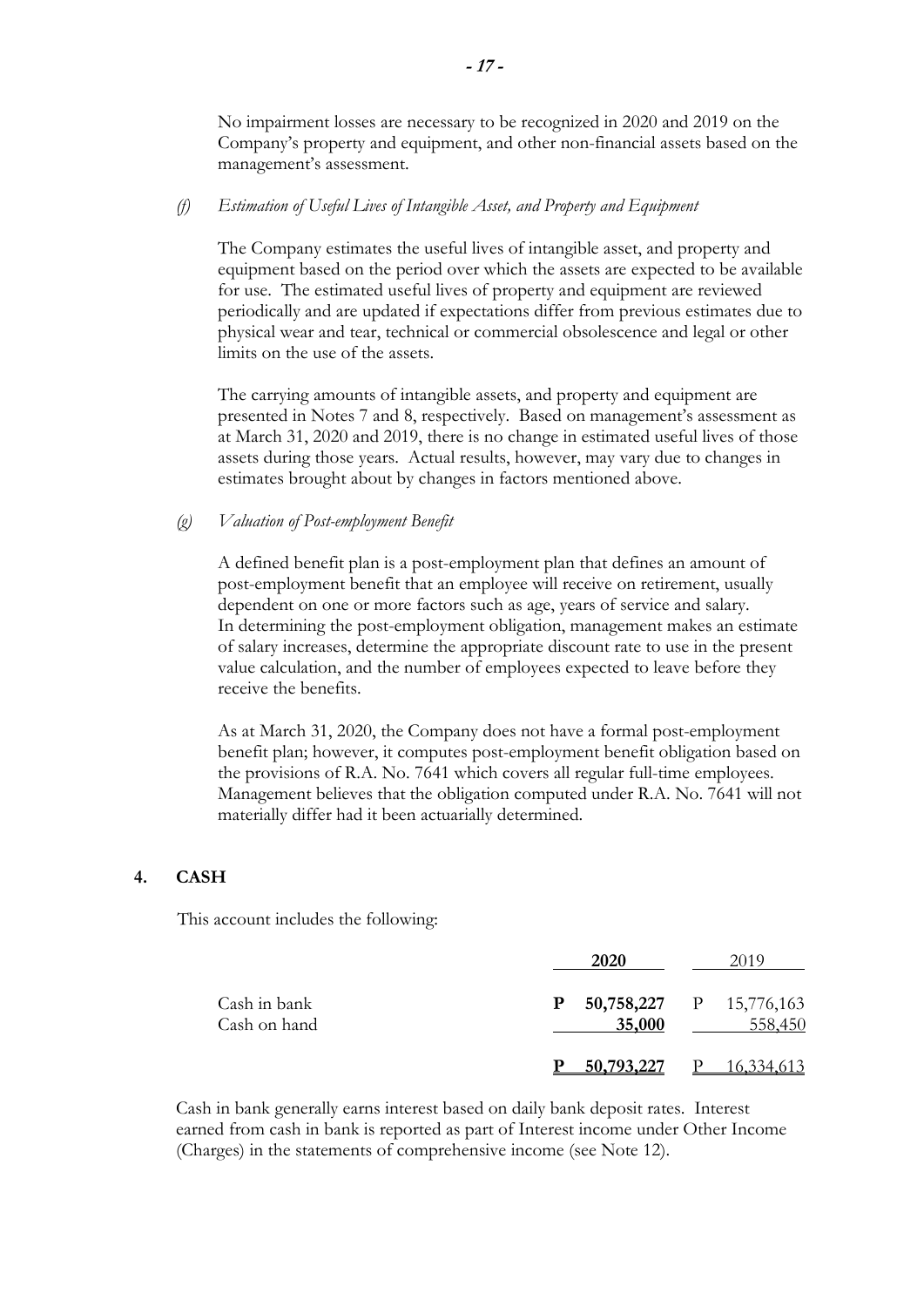No impairment losses are necessary to be recognized in 2020 and 2019 on the Company's property and equipment, and other non-financial assets based on the management's assessment.

*(f) Estimation of Useful Lives of Intangible Asset, and Property and Equipment*

The Company estimates the useful lives of intangible asset, and property and equipment based on the period over which the assets are expected to be available for use. The estimated useful lives of property and equipment are reviewed periodically and are updated if expectations differ from previous estimates due to physical wear and tear, technical or commercial obsolescence and legal or other limits on the use of the assets.

The carrying amounts of intangible assets, and property and equipment are presented in Notes 7 and 8, respectively. Based on management's assessment as at March 31, 2020 and 2019, there is no change in estimated useful lives of those assets during those years. Actual results, however, may vary due to changes in estimates brought about by changes in factors mentioned above.

*(g) Valuation of Post-employment Benefit*

A defined benefit plan is a post-employment plan that defines an amount of post-employment benefit that an employee will receive on retirement, usually dependent on one or more factors such as age, years of service and salary. In determining the post-employment obligation, management makes an estimate of salary increases, determine the appropriate discount rate to use in the present value calculation, and the number of employees expected to leave before they receive the benefits.

As at March 31, 2020, the Company does not have a formal post-employment benefit plan; however, it computes post-employment benefit obligation based on the provisions of R.A. No. 7641 which covers all regular full-time employees. Management believes that the obligation computed under R.A. No. 7641 will not materially differ had it been actuarially determined.

## 4. CASH

This account includes the following:

| | **2020** | 2019 |
|---|---|---|
| Cash in bank | **P 50,758,227** | P 15,776,163 |
| Cash on hand | **35,000** | 558,450 |
| | **P 50,793,227** | P 16,334,613 |

Cash in bank generally earns interest based on daily bank deposit rates. Interest earned from cash in bank is reported as part of Interest income under Other Income (Charges) in the statements of comprehensive income (see Note 12).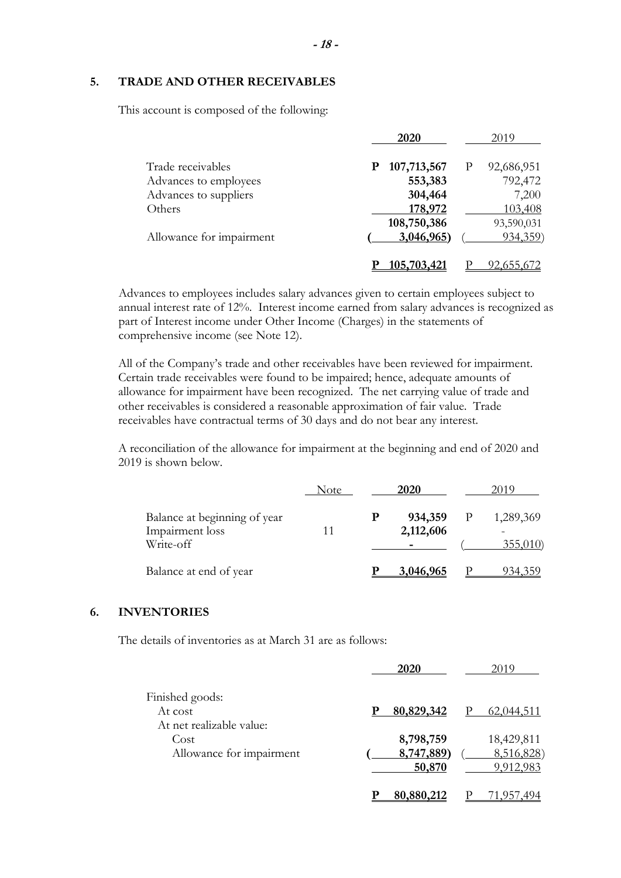## 5. TRADE AND OTHER RECEIVABLES

This account is composed of the following:

| | 2020 | 2019 |
|---|---|---|
| Trade receivables | P 107,713,567 | P 92,686,951 |
| Advances to employees | 553,383 | 792,472 |
| Advances to suppliers | 304,464 | 7,200 |
| Others | 178,972 | 103,408 |
| | 108,750,386 | 93,590,031 |
| Allowance for impairment | ( 3,046,965) | ( 934,359) |
| | P 105,703,421 | P 92,655,672 |

Advances to employees includes salary advances given to certain employees subject to annual interest rate of 12%. Interest income earned from salary advances is recognized as part of Interest income under Other Income (Charges) in the statements of comprehensive income (see Note 12).

All of the Company's trade and other receivables have been reviewed for impairment. Certain trade receivables were found to be impaired; hence, adequate amounts of allowance for impairment have been recognized. The net carrying value of trade and other receivables is considered a reasonable approximation of fair value. Trade receivables have contractual terms of 30 days and do not bear any interest.

A reconciliation of the allowance for impairment at the beginning and end of 2020 and 2019 is shown below.

| | Note | 2020 | 2019 |
|---|---|---|---|
| Balance at beginning of year | | P 934,359 | P 1,289,369 |
| Impairment loss | 11 | 2,112,606 | - |
| Write-off | | - | ( 355,010) |
| Balance at end of year | | P 3,046,965 | P 934,359 |

## 6. INVENTORIES

The details of inventories as at March 31 are as follows:

| | 2020 | 2019 |
|---|---|---|
| Finished goods: | | |
| At cost | P 80,829,342 | P 62,044,511 |
| At net realizable value: | | |
| Cost | 8,798,759 | 18,429,811 |
| Allowance for impairment | ( 8,747,889) | ( 8,516,828) |
| | 50,870 | 9,912,983 |
| | P 80,880,212 | P 71,957,494 |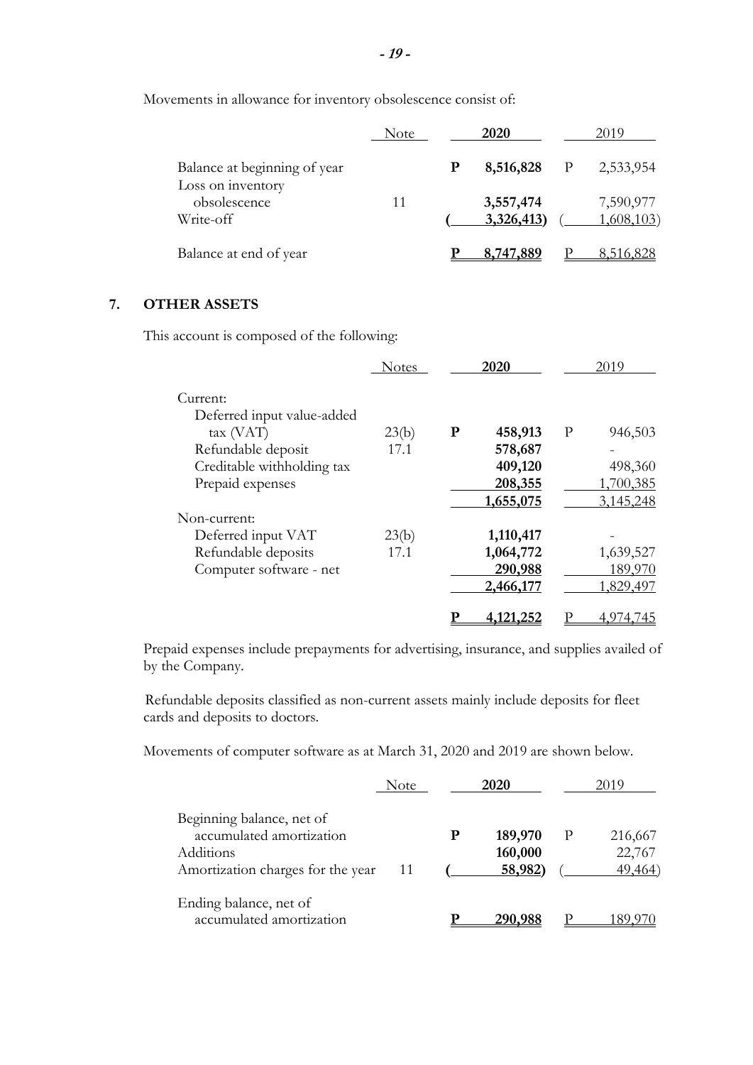Movements in allowance for inventory obsolescence consist of:

| | Note | 2020 | 2019 |
|---|---|---|---|
| Balance at beginning of year | | P 8,516,828 | P 2,533,954 |
| Loss on inventory obsolescence | 11 | 3,557,474 | 7,590,977 |
| Write-off | | ( 3,326,413) | ( 1,608,103) |
| Balance at end of year | | P 8,747,889 | P 8,516,828 |

## 7. OTHER ASSETS

This account is composed of the following:

| | Notes | 2020 | 2019 |
|---|---|---|---|
| Current: | | | |
| Deferred input value-added tax (VAT) | 23(b) | P 458,913 | P 946,503 |
| Refundable deposit | 17.1 | 578,687 | - |
| Creditable withholding tax | | 409,120 | 498,360 |
| Prepaid expenses | | 208,355 | 1,700,385 |
| | | 1,655,075 | 3,145,248 |
| Non-current: | | | |
| Deferred input VAT | 23(b) | 1,110,417 | - |
| Refundable deposits | 17.1 | 1,064,772 | 1,639,527 |
| Computer software - net | | 290,988 | 189,970 |
| | | 2,466,177 | 1,829,497 |
| | | P 4,121,252 | P 4,974,745 |

Prepaid expenses include prepayments for advertising, insurance, and supplies availed of by the Company.

Refundable deposits classified as non-current assets mainly include deposits for fleet cards and deposits to doctors.

Movements of computer software as at March 31, 2020 and 2019 are shown below.

| | Note | 2020 | 2019 |
|---|---|---|---|
| Beginning balance, net of accumulated amortization | | P 189,970 | P 216,667 |
| Additions | | 160,000 | 22,767 |
| Amortization charges for the year | 11 | ( 58,982) | ( 49,464) |
| Ending balance, net of accumulated amortization | | P 290,988 | P 189,970 |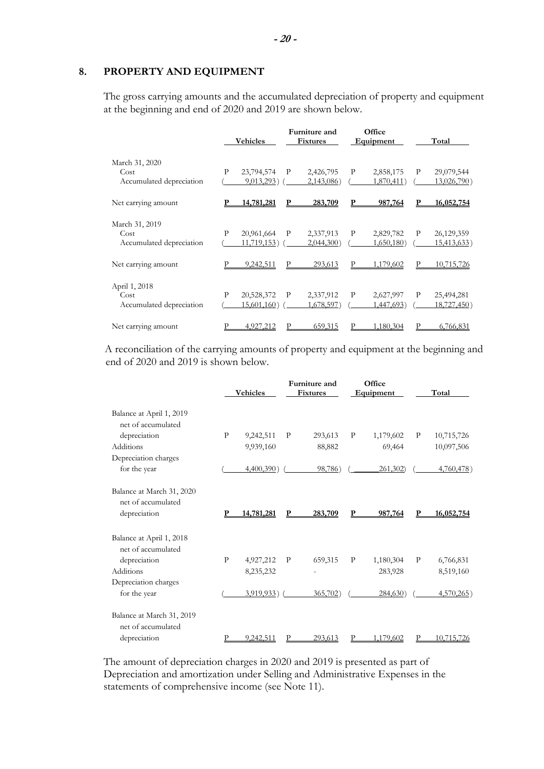## 8. PROPERTY AND EQUIPMENT

The gross carrying amounts and the accumulated depreciation of property and equipment at the beginning and end of 2020 and 2019 are shown below.

| | Vehicles | Furniture and Fixtures | Office Equipment | Total |
|---|---|---|---|---|
| **March 31, 2020** | | | | |
| Cost | P 23,794,574 | P 2,426,795 | P 2,858,175 | P 29,079,544 |
| Accumulated depreciation | ( 9,013,293) | ( 2,143,086) | ( 1,870,411) | ( 13,026,790) |
| Net carrying amount | **P 14,781,281** | **P 283,709** | **P 987,764** | **P 16,052,754** |
| **March 31, 2019** | | | | |
| Cost | P 20,961,664 | P 2,337,913 | P 2,829,782 | P 26,129,359 |
| Accumulated depreciation | ( 11,719,153) | ( 2,044,300) | ( 1,650,180) | ( 15,413,633) |
| Net carrying amount | P 9,242,511 | P 293,613 | P 1,179,602 | P 10,715,726 |
| **April 1, 2018** | | | | |
| Cost | P 20,528,372 | P 2,337,912 | P 2,627,997 | P 25,494,281 |
| Accumulated depreciation | ( 15,601,160) | ( 1,678,597) | ( 1,447,693) | ( 18,727,450) |
| Net carrying amount | P 4,927,212 | P 659,315 | P 1,180,304 | P 6,766,831 |

A reconciliation of the carrying amounts of property and equipment at the beginning and end of 2020 and 2019 is shown below.

| | Vehicles | Furniture and Fixtures | Office Equipment | Total |
|---|---|---|---|---|
| Balance at April 1, 2019 net of accumulated depreciation | P 9,242,511 | P 293,613 | P 1,179,602 | P 10,715,726 |
| Additions | 9,939,160 | 88,882 | 69,464 | 10,097,506 |
| Depreciation charges for the year | ( 4,400,390) | ( 98,786) | ( 261,302) | ( 4,760,478) |
| Balance at March 31, 2020 net of accumulated depreciation | **P 14,781,281** | **P 283,709** | **P 987,764** | **P 16,052,754** |
| Balance at April 1, 2018 net of accumulated depreciation | P 4,927,212 | P 659,315 | P 1,180,304 | P 6,766,831 |
| Additions | 8,235,232 | - | 283,928 | 8,519,160 |
| Depreciation charges for the year | ( 3,919,933) | ( 365,702) | ( 284,630) | ( 4,570,265) |
| Balance at March 31, 2019 net of accumulated depreciation | P 9,242,511 | P 293,613 | P 1,179,602 | P 10,715,726 |

The amount of depreciation charges in 2020 and 2019 is presented as part of Depreciation and amortization under Selling and Administrative Expenses in the statements of comprehensive income (see Note 11).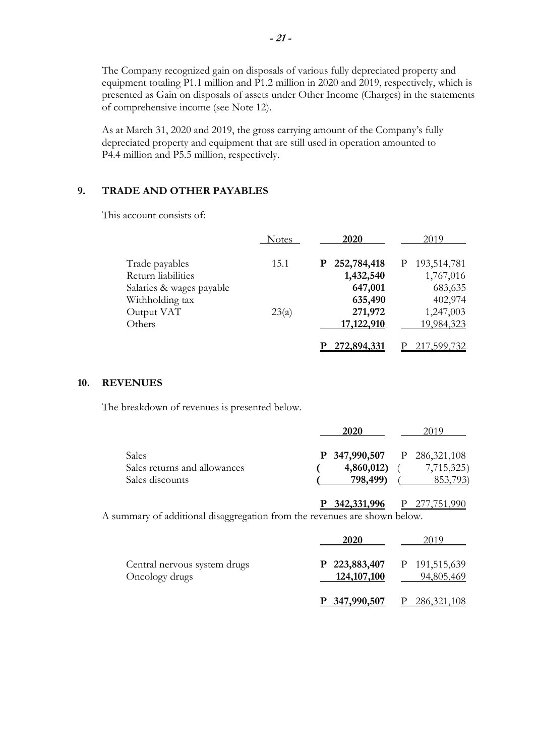The Company recognized gain on disposals of various fully depreciated property and equipment totaling P1.1 million and P1.2 million in 2020 and 2019, respectively, which is presented as Gain on disposals of assets under Other Income (Charges) in the statements of comprehensive income (see Note 12).

As at March 31, 2020 and 2019, the gross carrying amount of the Company's fully depreciated property and equipment that are still used in operation amounted to P4.4 million and P5.5 million, respectively.

## 9. TRADE AND OTHER PAYABLES

This account consists of:

| | Notes | 2020 | 2019 |
|---|---|---|---|
| Trade payables | 15.1 | **P 252,784,418** | P 193,514,781 |
| Return liabilities | | **1,432,540** | 1,767,016 |
| Salaries & wages payable | | **647,001** | 683,635 |
| Withholding tax | | **635,490** | 402,974 |
| Output VAT | 23(a) | **271,972** | 1,247,003 |
| Others | | **17,122,910** | 19,984,323 |
| | | **P 272,894,331** | P 217,599,732 |

## 10. REVENUES

The breakdown of revenues is presented below.

| | 2020 | 2019 |
|---|---|---|
| Sales | **P 347,990,507** | P 286,321,108 |
| Sales returns and allowances | **( 4,860,012)** | ( 7,715,325) |
| Sales discounts | **( 798,499)** | ( 853,793) |
| | **P 342,331,996** | P 277,751,990 |

A summary of additional disaggregation from the revenues are shown below.

| | 2020 | 2019 |
|---|---|---|
| Central nervous system drugs | **P 223,883,407** | P 191,515,639 |
| Oncology drugs | **124,107,100** | 94,805,469 |
| | **P 347,990,507** | P 286,321,108 |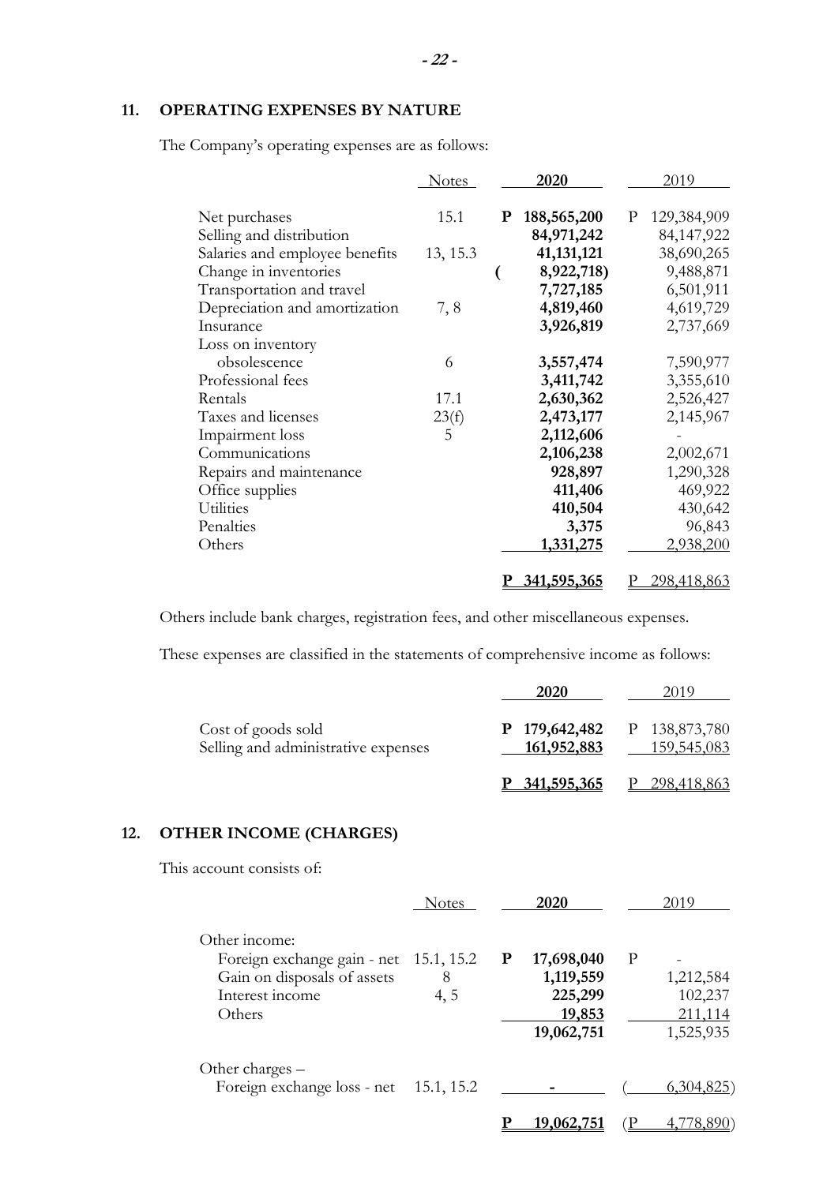## 11. OPERATING EXPENSES BY NATURE

The Company's operating expenses are as follows:

| | Notes | 2020 | 2019 |
|---|---|---|---|
| Net purchases | 15.1 | P 188,565,200 | P 129,384,909 |
| Selling and distribution | | 84,971,242 | 84,147,922 |
| Salaries and employee benefits | 13, 15.3 | 41,131,121 | 38,690,265 |
| Change in inventories | | ( 8,922,718) | 9,488,871 |
| Transportation and travel | | 7,727,185 | 6,501,911 |
| Depreciation and amortization | 7, 8 | 4,819,460 | 4,619,729 |
| Insurance | | 3,926,819 | 2,737,669 |
| Loss on inventory obsolescence | 6 | 3,557,474 | 7,590,977 |
| Professional fees | | 3,411,742 | 3,355,610 |
| Rentals | 17.1 | 2,630,362 | 2,526,427 |
| Taxes and licenses | 23(f) | 2,473,177 | 2,145,967 |
| Impairment loss | 5 | 2,112,606 | - |
| Communications | | 2,106,238 | 2,002,671 |
| Repairs and maintenance | | 928,897 | 1,290,328 |
| Office supplies | | 411,406 | 469,922 |
| Utilities | | 410,504 | 430,642 |
| Penalties | | 3,375 | 96,843 |
| Others | | 1,331,275 | 2,938,200 |
| | | P 341,595,365 | P 298,418,863 |

Others include bank charges, registration fees, and other miscellaneous expenses.

These expenses are classified in the statements of comprehensive income as follows:

| | 2020 | 2019 |
|---|---|---|
| Cost of goods sold | P 179,642,482 | P 138,873,780 |
| Selling and administrative expenses | 161,952,883 | 159,545,083 |
| | P 341,595,365 | P 298,418,863 |

## 12. OTHER INCOME (CHARGES)

This account consists of:

| | Notes | 2020 | 2019 |
|---|---|---|---|
| Other income: | | | |
| Foreign exchange gain - net | 15.1, 15.2 | P 17,698,040 | P - |
| Gain on disposals of assets | 8 | 1,119,559 | 1,212,584 |
| Interest income | 4, 5 | 225,299 | 102,237 |
| Others | | 19,853 | 211,114 |
| | | 19,062,751 | 1,525,935 |
| Other charges – | | | |
| Foreign exchange loss - net | 15.1, 15.2 | - | ( 6,304,825) |
| | | P 19,062,751 | (P 4,778,890) |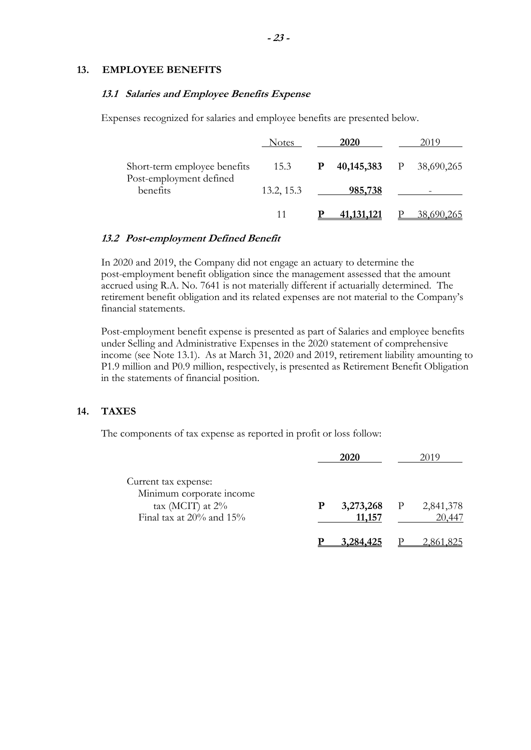## 13. EMPLOYEE BENEFITS

### *13.1 Salaries and Employee Benefits Expense*

Expenses recognized for salaries and employee benefits are presented below.

| | Notes | 2020 | 2019 |
|---|---|---|---|
| Short-term employee benefits | 15.3 | **P 40,145,383** | P 38,690,265 |
| Post-employment defined benefits | 13.2, 15.3 | **985,738** | - |
| | 11 | **P 41,131,121** | P 38,690,265 |

### *13.2 Post-employment Defined Benefit*

In 2020 and 2019, the Company did not engage an actuary to determine the post-employment benefit obligation since the management assessed that the amount accrued using R.A. No. 7641 is not materially different if actuarially determined. The retirement benefit obligation and its related expenses are not material to the Company's financial statements.

Post-employment benefit expense is presented as part of Salaries and employee benefits under Selling and Administrative Expenses in the 2020 statement of comprehensive income (see Note 13.1). As at March 31, 2020 and 2019, retirement liability amounting to P1.9 million and P0.9 million, respectively, is presented as Retirement Benefit Obligation in the statements of financial position.

## 14. TAXES

The components of tax expense as reported in profit or loss follow:

| | 2020 | 2019 |
|---|---|---|
| Current tax expense: | | |
| Minimum corporate income tax (MCIT) at 2% | **P 3,273,268** | P 2,841,378 |
| Final tax at 20% and 15% | **11,157** | 20,447 |
| | **P 3,284,425** | P 2,861,825 |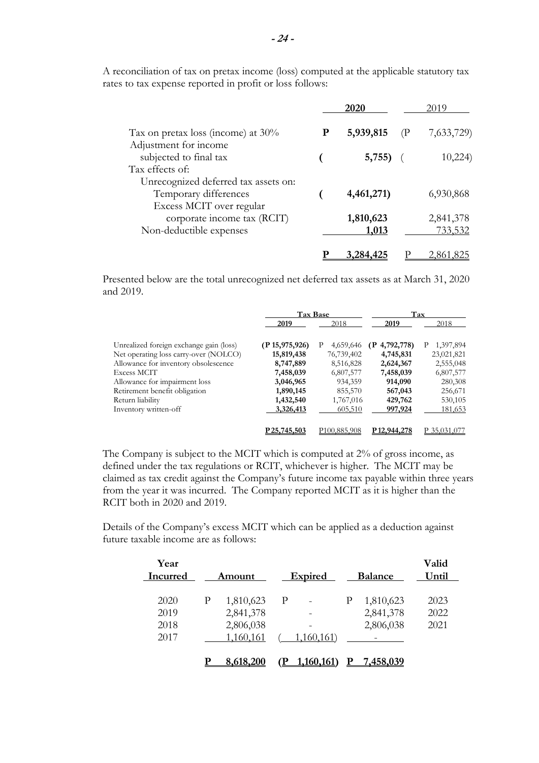A reconciliation of tax on pretax income (loss) computed at the applicable statutory tax rates to tax expense reported in profit or loss follows:

| | **2020** | 2019 |
|---|---|---|
| Tax on pretax loss (income) at 30% | **P 5,939,815** | (P 7,633,729) |
| Adjustment for income subjected to final tax | **( 5,755)** | ( 10,224) |
| Tax effects of: | | |
| Unrecognized deferred tax assets on: | | |
| Temporary differences | **( 4,461,271)** | 6,930,868 |
| Excess MCIT over regular corporate income tax (RCIT) | **1,810,623** | 2,841,378 |
| Non-deductible expenses | **1,013** | 733,532 |
| | **P 3,284,425** | P 2,861,825 |

Presented below are the total unrecognized net deferred tax assets as at March 31, 2020 and 2019.

| | Tax Base | | Tax | |
|---|---|---|---|---|
| | **2019** | 2018 | **2019** | 2018 |
| Unrealized foreign exchange gain (loss) | **(P 15,975,926)** | P 4,659,646 | **(P 4,792,778)** | P 1,397,894 |
| Net operating loss carry-over (NOLCO) | **15,819,438** | 76,739,402 | **4,745,831** | 23,021,821 |
| Allowance for inventory obsolescence | **8,747,889** | 8,516,828 | **2,624,367** | 2,555,048 |
| Excess MCIT | **7,458,039** | 6,807,577 | **7,458,039** | 6,807,577 |
| Allowance for impairment loss | **3,046,965** | 934,359 | **914,090** | 280,308 |
| Retirement benefit obligation | **1,890,145** | 855,570 | **567,043** | 256,671 |
| Return liability | **1,432,540** | 1,767,016 | **429,762** | 530,105 |
| Inventory written-off | **3,326,413** | 605,510 | **997,924** | 181,653 |
| | **P 25,745,503** | P 100,885,908 | **P 12,944,278** | P 35,031,077 |

The Company is subject to the MCIT which is computed at 2% of gross income, as defined under the tax regulations or RCIT, whichever is higher. The MCIT may be claimed as tax credit against the Company's future income tax payable within three years from the year it was incurred. The Company reported MCIT as it is higher than the RCIT both in 2020 and 2019.

Details of the Company's excess MCIT which can be applied as a deduction against future taxable income are as follows:

| Year Incurred | Amount | Expired | Balance | Valid Until |
|---|---|---|---|---|
| 2020 | P 1,810,623 | P - | P 1,810,623 | 2023 |
| 2019 | 2,841,378 | - | 2,841,378 | 2022 |
| 2018 | 2,806,038 | - | 2,806,038 | 2021 |
| 2017 | 1,160,161 | ( 1,160,161) | - | |
| | **P 8,618,200** | **(P 1,160,161)** | **P 7,458,039** | |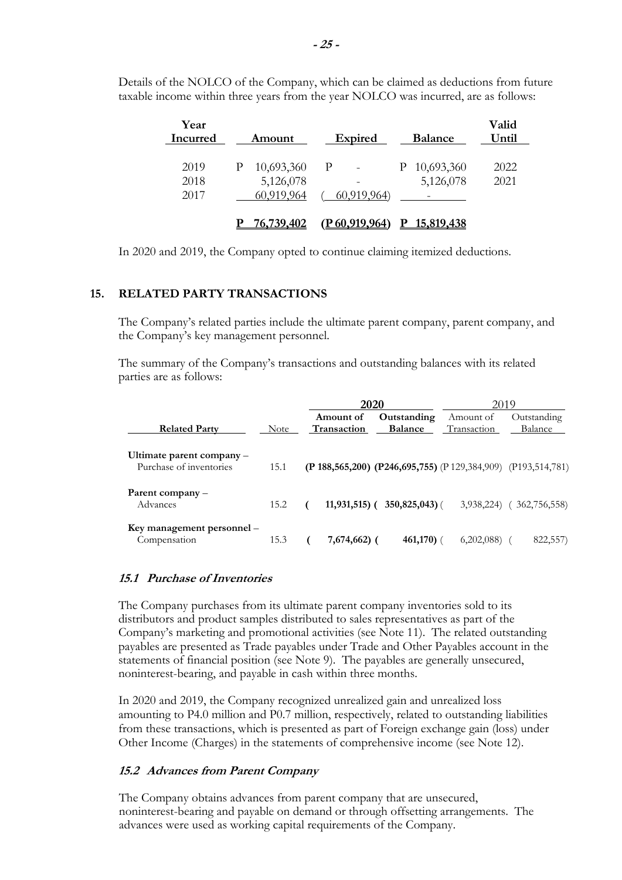Details of the NOLCO of the Company, which can be claimed as deductions from future taxable income within three years from the year NOLCO was incurred, are as follows:

| Year Incurred | Amount | Expired | Balance | Valid Until |
|---|---|---|---|---|
| 2019 | P 10,693,360 | P - | P 10,693,360 | 2022 |
| 2018 | 5,126,078 | - | 5,126,078 | 2021 |
| 2017 | 60,919,964 | ( 60,919,964) | - | |
| | **P 76,739,402** | **(P 60,919,964)** | **P 15,819,438** | |

In 2020 and 2019, the Company opted to continue claiming itemized deductions.

## 15. RELATED PARTY TRANSACTIONS

The Company's related parties include the ultimate parent company, parent company, and the Company's key management personnel.

The summary of the Company's transactions and outstanding balances with its related parties are as follows:

| | | **2020** | | 2019 | |
|---|---|---|---|---|---|
| **Related Party** | Note | **Amount of Transaction** | **Outstanding Balance** | Amount of Transaction | Outstanding Balance |
| **Ultimate parent company –** Purchase of inventories | 15.1 | **(P 188,565,200)** | **(P246,695,755)** | (P 129,384,909) | (P193,514,781) |
| **Parent company –** Advances | 15.2 | **( 11,931,515)** | **( 350,825,043)** | ( 3,938,224) | ( 362,756,558) |
| **Key management personnel –** Compensation | 15.3 | **( 7,674,662)** | **( 461,170)** | ( 6,202,088) | ( 822,557) |

### *15.1 Purchase of Inventories*

The Company purchases from its ultimate parent company inventories sold to its distributors and product samples distributed to sales representatives as part of the Company's marketing and promotional activities (see Note 11). The related outstanding payables are presented as Trade payables under Trade and Other Payables account in the statements of financial position (see Note 9). The payables are generally unsecured, noninterest-bearing, and payable in cash within three months.

In 2020 and 2019, the Company recognized unrealized gain and unrealized loss amounting to P4.0 million and P0.7 million, respectively, related to outstanding liabilities from these transactions, which is presented as part of Foreign exchange gain (loss) under Other Income (Charges) in the statements of comprehensive income (see Note 12).

### *15.2 Advances from Parent Company*

The Company obtains advances from parent company that are unsecured, noninterest-bearing and payable on demand or through offsetting arrangements. The advances were used as working capital requirements of the Company.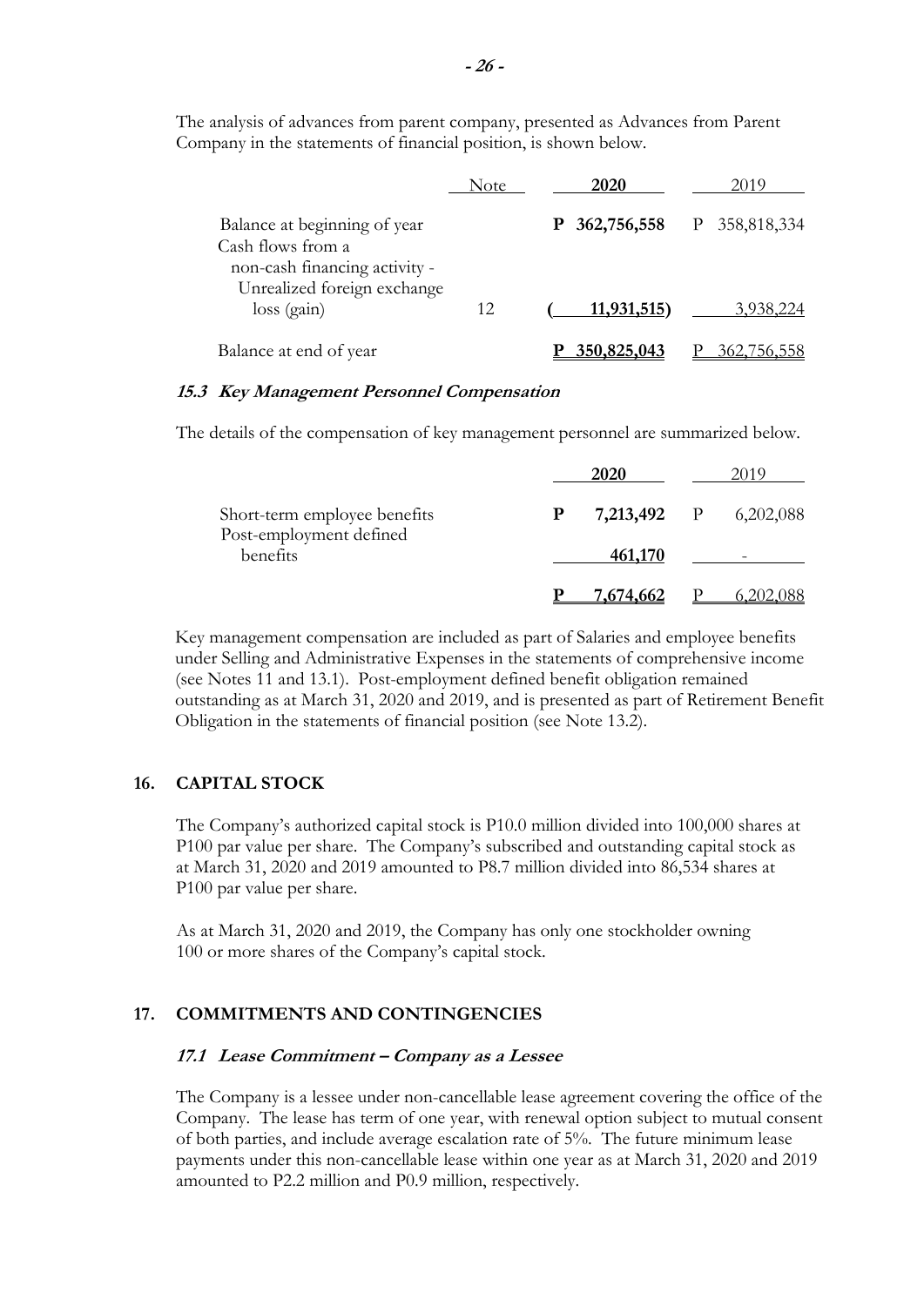The analysis of advances from parent company, presented as Advances from Parent Company in the statements of financial position, is shown below.

| | Note | 2020 | 2019 |
|---|---|---|---|
| Balance at beginning of year | | **P 362,756,558** | P 358,818,334 |
| Cash flows from a non-cash financing activity - Unrealized foreign exchange loss (gain) | 12 | **( 11,931,515)** | 3,938,224 |
| Balance at end of year | | **P 350,825,043** | P 362,756,558 |

### *15.3 Key Management Personnel Compensation*

The details of the compensation of key management personnel are summarized below.

| | 2020 | 2019 |
|---|---|---|
| Short-term employee benefits | **P 7,213,492** | P 6,202,088 |
| Post-employment defined benefits | **461,170** | - |
| | **P 7,674,662** | P 6,202,088 |

Key management compensation are included as part of Salaries and employee benefits under Selling and Administrative Expenses in the statements of comprehensive income (see Notes 11 and 13.1). Post-employment defined benefit obligation remained outstanding as at March 31, 2020 and 2019, and is presented as part of Retirement Benefit Obligation in the statements of financial position (see Note 13.2).

## 16. CAPITAL STOCK

The Company's authorized capital stock is P10.0 million divided into 100,000 shares at P100 par value per share. The Company's subscribed and outstanding capital stock as at March 31, 2020 and 2019 amounted to P8.7 million divided into 86,534 shares at P100 par value per share.

As at March 31, 2020 and 2019, the Company has only one stockholder owning 100 or more shares of the Company's capital stock.

## 17. COMMITMENTS AND CONTINGENCIES

### *17.1 Lease Commitment – Company as a Lessee*

The Company is a lessee under non-cancellable lease agreement covering the office of the Company. The lease has term of one year, with renewal option subject to mutual consent of both parties, and include average escalation rate of 5%. The future minimum lease payments under this non-cancellable lease within one year as at March 31, 2020 and 2019 amounted to P2.2 million and P0.9 million, respectively.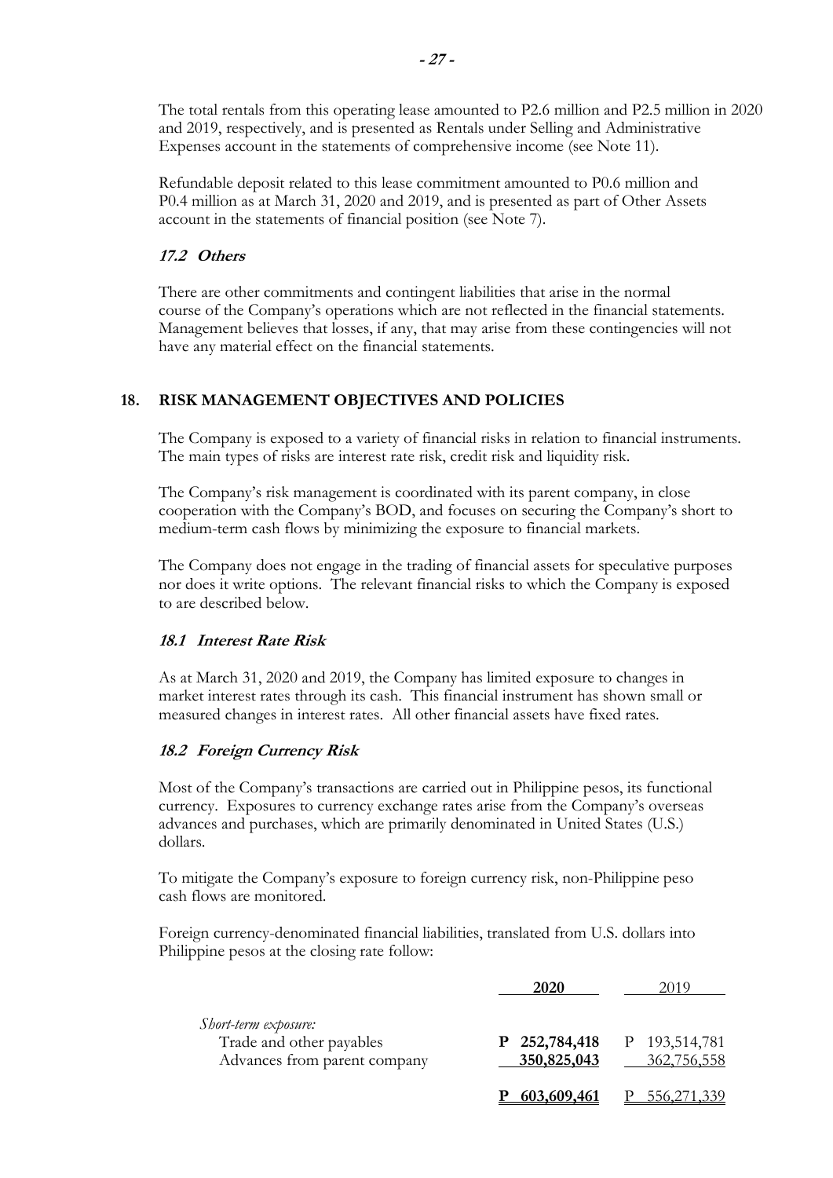The total rentals from this operating lease amounted to P2.6 million and P2.5 million in 2020 and 2019, respectively, and is presented as Rentals under Selling and Administrative Expenses account in the statements of comprehensive income (see Note 11).

Refundable deposit related to this lease commitment amounted to P0.6 million and P0.4 million as at March 31, 2020 and 2019, and is presented as part of Other Assets account in the statements of financial position (see Note 7).

### *17.2 Others*

There are other commitments and contingent liabilities that arise in the normal course of the Company's operations which are not reflected in the financial statements. Management believes that losses, if any, that may arise from these contingencies will not have any material effect on the financial statements.

## 18. RISK MANAGEMENT OBJECTIVES AND POLICIES

The Company is exposed to a variety of financial risks in relation to financial instruments. The main types of risks are interest rate risk, credit risk and liquidity risk.

The Company's risk management is coordinated with its parent company, in close cooperation with the Company's BOD, and focuses on securing the Company's short to medium-term cash flows by minimizing the exposure to financial markets.

The Company does not engage in the trading of financial assets for speculative purposes nor does it write options. The relevant financial risks to which the Company is exposed to are described below.

### *18.1 Interest Rate Risk*

As at March 31, 2020 and 2019, the Company has limited exposure to changes in market interest rates through its cash. This financial instrument has shown small or measured changes in interest rates. All other financial assets have fixed rates.

### *18.2 Foreign Currency Risk*

Most of the Company's transactions are carried out in Philippine pesos, its functional currency. Exposures to currency exchange rates arise from the Company's overseas advances and purchases, which are primarily denominated in United States (U.S.) dollars.

To mitigate the Company's exposure to foreign currency risk, non-Philippine peso cash flows are monitored.

Foreign currency-denominated financial liabilities, translated from U.S. dollars into Philippine pesos at the closing rate follow:

| | **2020** | 2019 |
|---|---|---|
| *Short-term exposure:* | | |
| Trade and other payables | **P 252,784,418** | P 193,514,781 |
| Advances from parent company | **350,825,043** | 362,756,558 |
| | **P 603,609,461** | P 556,271,339 |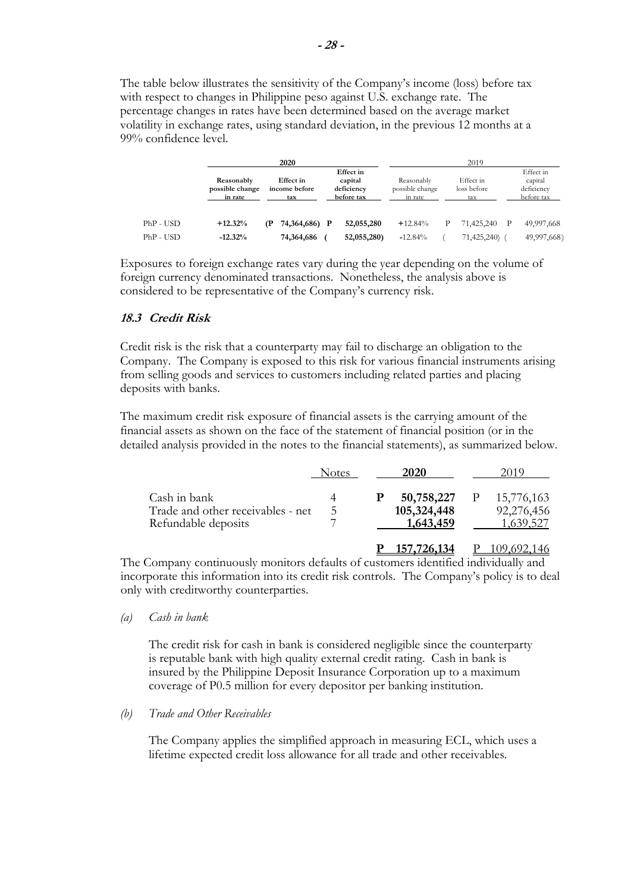The table below illustrates the sensitivity of the Company's income (loss) before tax with respect to changes in Philippine peso against U.S. exchange rate. The percentage changes in rates have been determined based on the average market volatility in exchange rates, using standard deviation, in the previous 12 months at a 99% confidence level.

| | 2020 | | | 2019 | | |
|---|---|---|---|---|---|---|
| | **Reasonably possible change in rate** | **Effect in income before tax** | **Effect in capital deficiency before tax** | Reasonably possible change in rate | Effect in loss before tax | Effect in capital deficiency before tax |
| PhP - USD | **+12.32%** | **(P 74,364,686)** | **P 52,055,280** | +12.84% | P 71,425,240 | P 49,997,668 |
| PhP - USD | **-12.32%** | **74,364,686** | **( 52,055,280)** | -12.84% | ( 71,425,240) | ( 49,997,668) |

Exposures to foreign exchange rates vary during the year depending on the volume of foreign currency denominated transactions. Nonetheless, the analysis above is considered to be representative of the Company's currency risk.

### *18.3 Credit Risk*

Credit risk is the risk that a counterparty may fail to discharge an obligation to the Company. The Company is exposed to this risk for various financial instruments arising from selling goods and services to customers including related parties and placing deposits with banks.

The maximum credit risk exposure of financial assets is the carrying amount of the financial assets as shown on the face of the statement of financial position (or in the detailed analysis provided in the notes to the financial statements), as summarized below.

| | Notes | 2020 | 2019 |
|---|---|---|---|
| Cash in bank | 4 | **P 50,758,227** | P 15,776,163 |
| Trade and other receivables - net | 5 | **105,324,448** | 92,276,456 |
| Refundable deposits | 7 | **1,643,459** | 1,639,527 |
| | | **P 157,726,134** | P 109,692,146 |

The Company continuously monitors defaults of customers identified individually and incorporate this information into its credit risk controls. The Company's policy is to deal only with creditworthy counterparties.

*(a) Cash in bank*

The credit risk for cash in bank is considered negligible since the counterparty is reputable bank with high quality external credit rating. Cash in bank is insured by the Philippine Deposit Insurance Corporation up to a maximum coverage of P0.5 million for every depositor per banking institution.

*(b) Trade and Other Receivables*

The Company applies the simplified approach in measuring ECL, which uses a lifetime expected credit loss allowance for all trade and other receivables.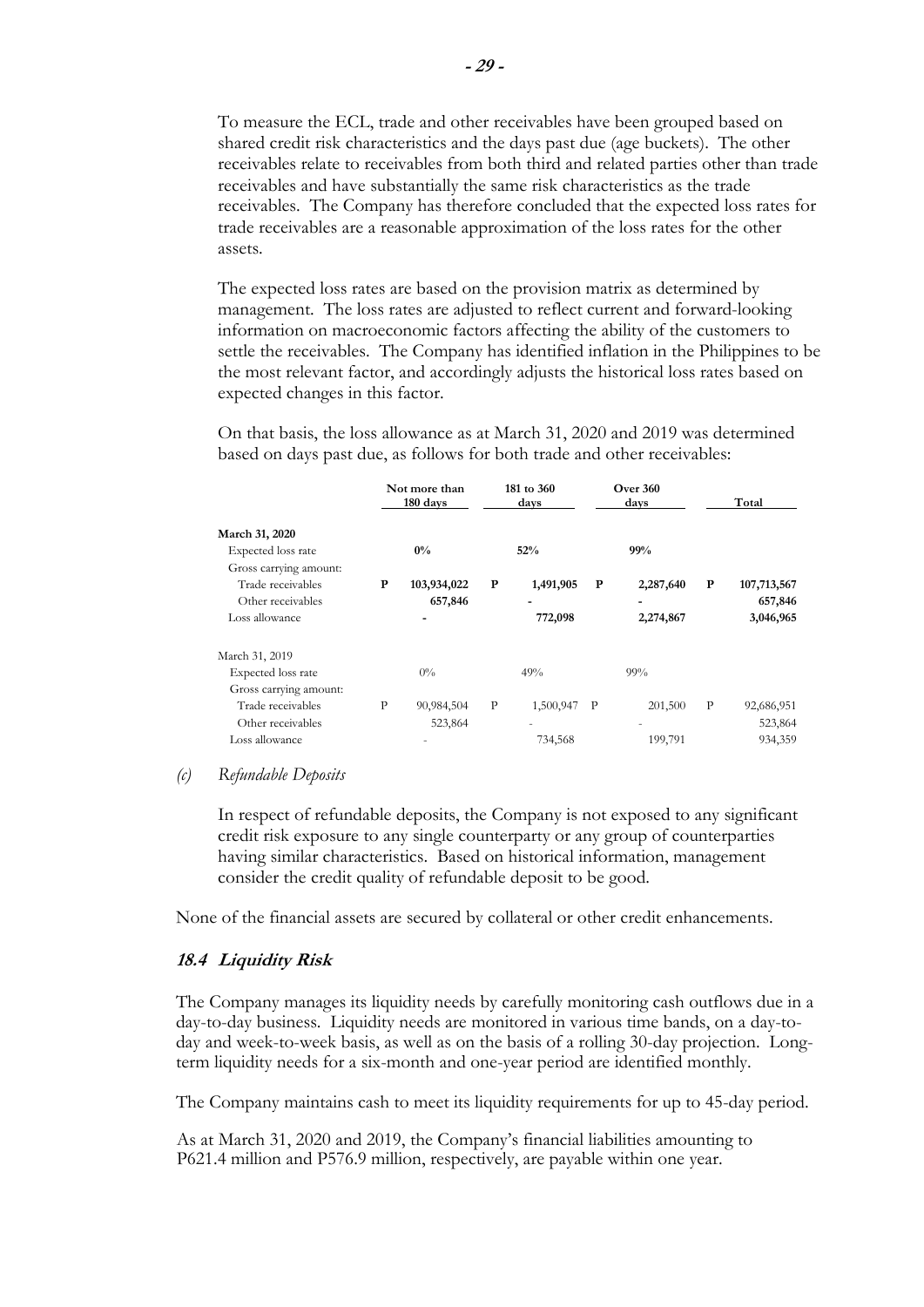To measure the ECL, trade and other receivables have been grouped based on shared credit risk characteristics and the days past due (age buckets). The other receivables relate to receivables from both third and related parties other than trade receivables and have substantially the same risk characteristics as the trade receivables. The Company has therefore concluded that the expected loss rates for trade receivables are a reasonable approximation of the loss rates for the other assets.

The expected loss rates are based on the provision matrix as determined by management. The loss rates are adjusted to reflect current and forward-looking information on macroeconomic factors affecting the ability of the customers to settle the receivables. The Company has identified inflation in the Philippines to be the most relevant factor, and accordingly adjusts the historical loss rates based on expected changes in this factor.

On that basis, the loss allowance as at March 31, 2020 and 2019 was determined based on days past due, as follows for both trade and other receivables:

| | Not more than 180 days | 181 to 360 days | Over 360 days | Total |
|---|---|---|---|---|
| **March 31, 2020** | | | | |
| Expected loss rate | **0%** | **52%** | **99%** | |
| Gross carrying amount: | | | | |
| Trade receivables | **P 103,934,022** | **P 1,491,905** | **P 2,287,640** | **P 107,713,567** |
| Other receivables | **657,846** | **-** | **-** | **657,846** |
| Loss allowance | **-** | **772,098** | **2,274,867** | **3,046,965** |
| March 31, 2019 | | | | |
| Expected loss rate | 0% | 49% | 99% | |
| Gross carrying amount: | | | | |
| Trade receivables | P 90,984,504 | P 1,500,947 | P 201,500 | P 92,686,951 |
| Other receivables | 523,864 | - | - | 523,864 |
| Loss allowance | - | 734,568 | 199,791 | 934,359 |

*(c) Refundable Deposits*

In respect of refundable deposits, the Company is not exposed to any significant credit risk exposure to any single counterparty or any group of counterparties having similar characteristics. Based on historical information, management consider the credit quality of refundable deposit to be good.

None of the financial assets are secured by collateral or other credit enhancements.

### *18.4 Liquidity Risk*

The Company manages its liquidity needs by carefully monitoring cash outflows due in a day-to-day business. Liquidity needs are monitored in various time bands, on a day-to-day and week-to-week basis, as well as on the basis of a rolling 30-day projection. Long-term liquidity needs for a six-month and one-year period are identified monthly.

The Company maintains cash to meet its liquidity requirements for up to 45-day period.

As at March 31, 2020 and 2019, the Company's financial liabilities amounting to P621.4 million and P576.9 million, respectively, are payable within one year.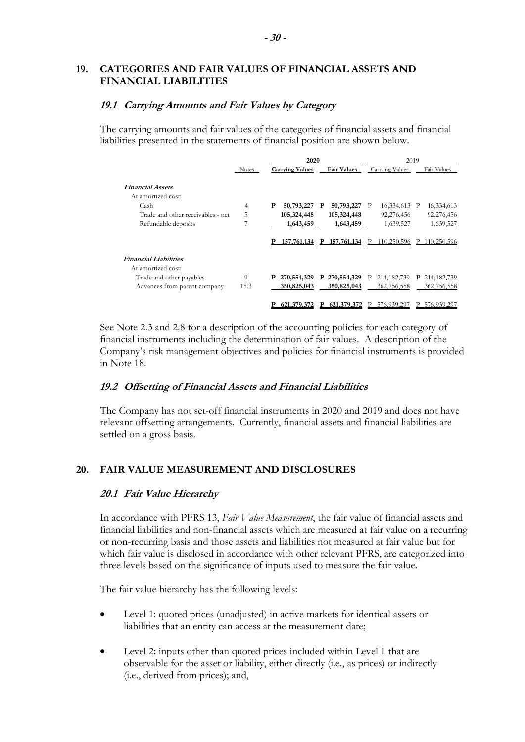## 19. CATEGORIES AND FAIR VALUES OF FINANCIAL ASSETS AND FINANCIAL LIABILITIES

### *19.1 Carrying Amounts and Fair Values by Category*

The carrying amounts and fair values of the categories of financial assets and financial liabilities presented in the statements of financial position are shown below.

| | Notes | **2020** | | 2019 | |
|---|---|---|---|---|---|
| | | **Carrying Values** | **Fair Values** | Carrying Values | Fair Values |
| ***Financial Assets*** | | | | | |
| At amortized cost: | | | | | |
| Cash | 4 | **P 50,793,227** | **P 50,793,227** | P 16,334,613 | P 16,334,613 |
| Trade and other receivables - net | 5 | **105,324,448** | **105,324,448** | 92,276,456 | 92,276,456 |
| Refundable deposits | 7 | **1,643,459** | **1,643,459** | 1,639,527 | 1,639,527 |
| | | **P 157,761,134** | **P 157,761,134** | P 110,250,596 | P 110,250,596 |
| ***Financial Liabilities*** | | | | | |
| At amortized cost: | | | | | |
| Trade and other payables | 9 | **P 270,554,329** | **P 270,554,329** | P 214,182,739 | P 214,182,739 |
| Advances from parent company | 15.3 | **350,825,043** | **350,825,043** | 362,756,558 | 362,756,558 |
| | | **P 621,379,372** | **P 621,379,372** | P 576,939,297 | P 576,939,297 |

See Note 2.3 and 2.8 for a description of the accounting policies for each category of financial instruments including the determination of fair values. A description of the Company's risk management objectives and policies for financial instruments is provided in Note 18.

### *19.2 Offsetting of Financial Assets and Financial Liabilities*

The Company has not set-off financial instruments in 2020 and 2019 and does not have relevant offsetting arrangements. Currently, financial assets and financial liabilities are settled on a gross basis.

## 20. FAIR VALUE MEASUREMENT AND DISCLOSURES

### *20.1 Fair Value Hierarchy*

In accordance with PFRS 13, *Fair Value Measurement*, the fair value of financial assets and financial liabilities and non-financial assets which are measured at fair value on a recurring or non-recurring basis and those assets and liabilities not measured at fair value but for which fair value is disclosed in accordance with other relevant PFRS, are categorized into three levels based on the significance of inputs used to measure the fair value.

The fair value hierarchy has the following levels:

- Level 1: quoted prices (unadjusted) in active markets for identical assets or liabilities that an entity can access at the measurement date;
- Level 2: inputs other than quoted prices included within Level 1 that are observable for the asset or liability, either directly (i.e., as prices) or indirectly (i.e., derived from prices); and,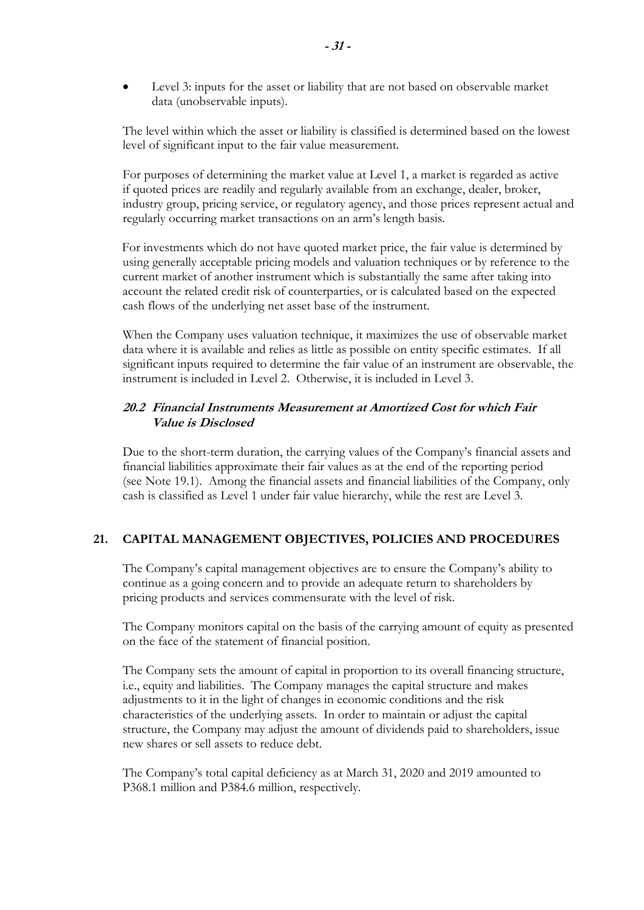- Level 3: inputs for the asset or liability that are not based on observable market data (unobservable inputs).

The level within which the asset or liability is classified is determined based on the lowest level of significant input to the fair value measurement.

For purposes of determining the market value at Level 1, a market is regarded as active if quoted prices are readily and regularly available from an exchange, dealer, broker, industry group, pricing service, or regulatory agency, and those prices represent actual and regularly occurring market transactions on an arm's length basis.

For investments which do not have quoted market price, the fair value is determined by using generally acceptable pricing models and valuation techniques or by reference to the current market of another instrument which is substantially the same after taking into account the related credit risk of counterparties, or is calculated based on the expected cash flows of the underlying net asset base of the instrument.

When the Company uses valuation technique, it maximizes the use of observable market data where it is available and relies as little as possible on entity specific estimates. If all significant inputs required to determine the fair value of an instrument are observable, the instrument is included in Level 2. Otherwise, it is included in Level 3.

### *20.2 Financial Instruments Measurement at Amortized Cost for which Fair Value is Disclosed*

Due to the short-term duration, the carrying values of the Company's financial assets and financial liabilities approximate their fair values as at the end of the reporting period (see Note 19.1). Among the financial assets and financial liabilities of the Company, only cash is classified as Level 1 under fair value hierarchy, while the rest are Level 3.

## 21. CAPITAL MANAGEMENT OBJECTIVES, POLICIES AND PROCEDURES

The Company's capital management objectives are to ensure the Company's ability to continue as a going concern and to provide an adequate return to shareholders by pricing products and services commensurate with the level of risk.

The Company monitors capital on the basis of the carrying amount of equity as presented on the face of the statement of financial position.

The Company sets the amount of capital in proportion to its overall financing structure, i.e., equity and liabilities. The Company manages the capital structure and makes adjustments to it in the light of changes in economic conditions and the risk characteristics of the underlying assets. In order to maintain or adjust the capital structure, the Company may adjust the amount of dividends paid to shareholders, issue new shares or sell assets to reduce debt.

The Company's total capital deficiency as at March 31, 2020 and 2019 amounted to P368.1 million and P384.6 million, respectively.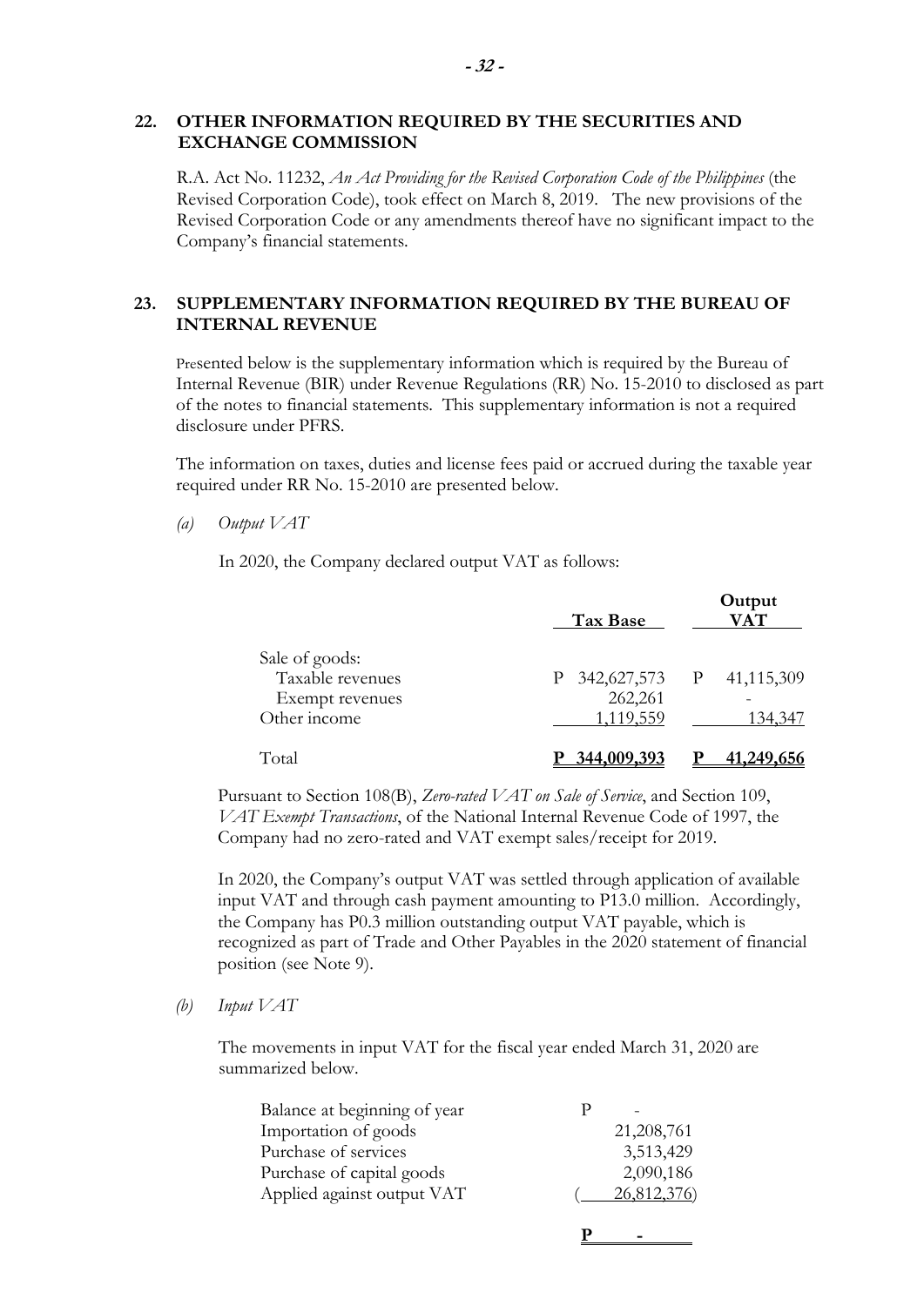## 22. OTHER INFORMATION REQUIRED BY THE SECURITIES AND EXCHANGE COMMISSION

R.A. Act No. 11232, *An Act Providing for the Revised Corporation Code of the Philippines* (the Revised Corporation Code), took effect on March 8, 2019. The new provisions of the Revised Corporation Code or any amendments thereof have no significant impact to the Company's financial statements.

## 23. SUPPLEMENTARY INFORMATION REQUIRED BY THE BUREAU OF INTERNAL REVENUE

Presented below is the supplementary information which is required by the Bureau of Internal Revenue (BIR) under Revenue Regulations (RR) No. 15-2010 to disclosed as part of the notes to financial statements. This supplementary information is not a required disclosure under PFRS.

The information on taxes, duties and license fees paid or accrued during the taxable year required under RR No. 15-2010 are presented below.

*(a) Output VAT*

In 2020, the Company declared output VAT as follows:

| | Tax Base | Output VAT |
|---|---|---|
| Sale of goods: | | |
| Taxable revenues | P 342,627,573 | P 41,115,309 |
| Exempt revenues | 262,261 | - |
| Other income | 1,119,559 | 134,347 |
| Total | **P 344,009,393** | **P 41,249,656** |

Pursuant to Section 108(B), *Zero-rated VAT on Sale of Service*, and Section 109, *VAT Exempt Transactions*, of the National Internal Revenue Code of 1997, the Company had no zero-rated and VAT exempt sales/receipt for 2019.

In 2020, the Company's output VAT was settled through application of available input VAT and through cash payment amounting to P13.0 million. Accordingly, the Company has P0.3 million outstanding output VAT payable, which is recognized as part of Trade and Other Payables in the 2020 statement of financial position (see Note 9).

*(b) Input VAT*

The movements in input VAT for the fiscal year ended March 31, 2020 are summarized below.

| | |
|---|---|
| Balance at beginning of year | P - |
| Importation of goods | 21,208,761 |
| Purchase of services | 3,513,429 |
| Purchase of capital goods | 2,090,186 |
| Applied against output VAT | ( 26,812,376) |
| | **P -** |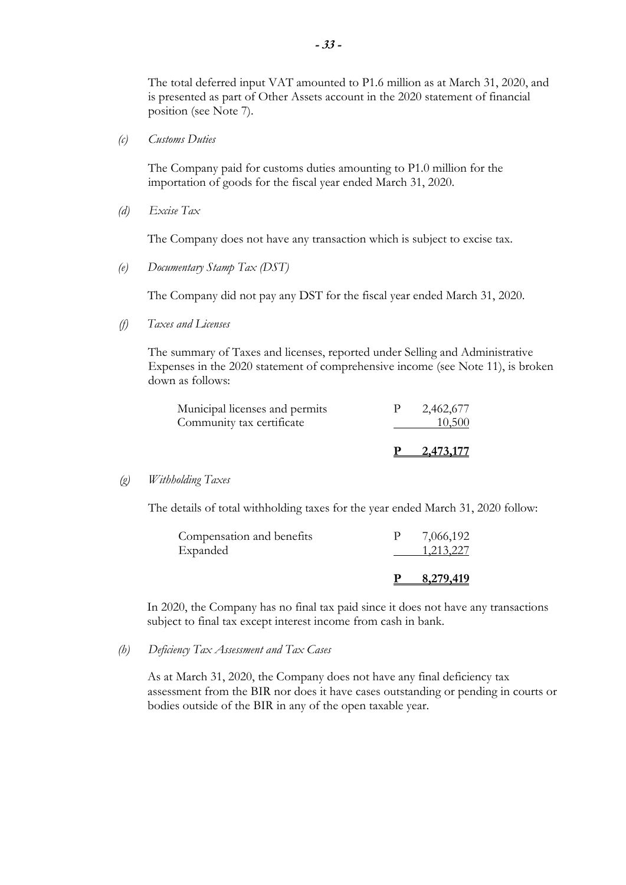The total deferred input VAT amounted to P1.6 million as at March 31, 2020, and is presented as part of Other Assets account in the 2020 statement of financial position (see Note 7).

*(c) Customs Duties*

The Company paid for customs duties amounting to P1.0 million for the importation of goods for the fiscal year ended March 31, 2020.

*(d) Excise Tax*

The Company does not have any transaction which is subject to excise tax.

*(e) Documentary Stamp Tax (DST)*

The Company did not pay any DST for the fiscal year ended March 31, 2020.

*(f) Taxes and Licenses*

The summary of Taxes and licenses, reported under Selling and Administrative Expenses in the 2020 statement of comprehensive income (see Note 11), is broken down as follows:

| | | |
|---|---|---|
| Municipal licenses and permits | P | 2,462,677 |
| Community tax certificate | | 10,500 |
| | **P** | **2,473,177** |

*(g) Withholding Taxes*

The details of total withholding taxes for the year ended March 31, 2020 follow:

| | | |
|---|---|---|
| Compensation and benefits | P | 7,066,192 |
| Expanded | | 1,213,227 |
| | **P** | **8,279,419** |

In 2020, the Company has no final tax paid since it does not have any transactions subject to final tax except interest income from cash in bank.

*(h) Deficiency Tax Assessment and Tax Cases*

As at March 31, 2020, the Company does not have any final deficiency tax assessment from the BIR nor does it have cases outstanding or pending in courts or bodies outside of the BIR in any of the open taxable year.